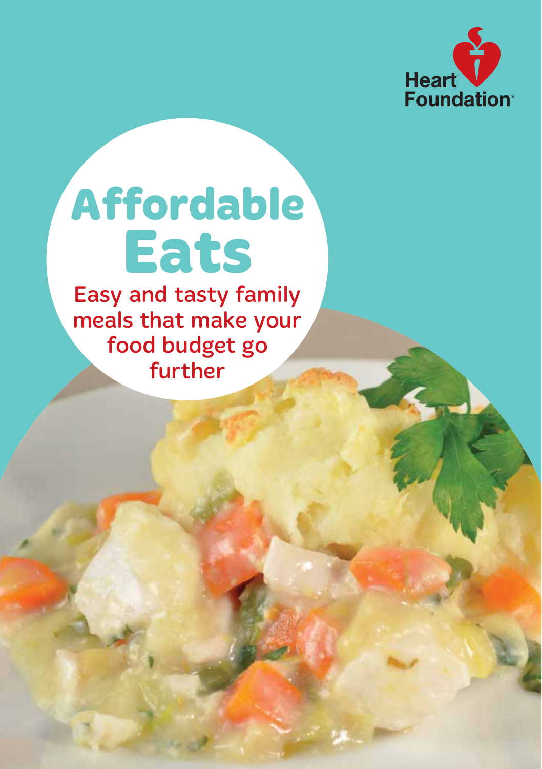Heart Foundation™

# Affordable Eats

Easy and tasty family meals that make your food budget go further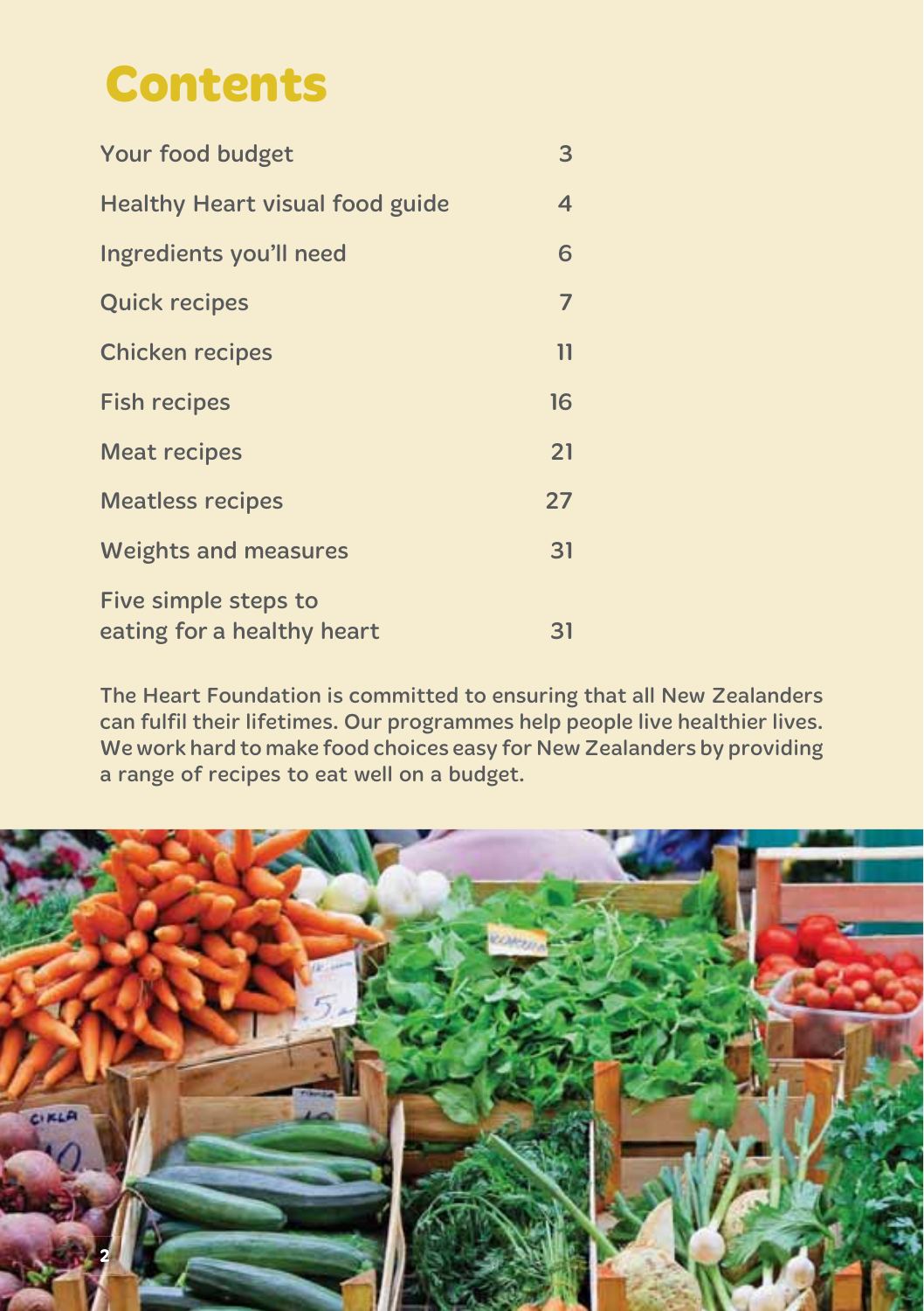# Contents

| | |
|---|---|
| Your food budget | 3 |
| Healthy Heart visual food guide | 4 |
| Ingredients you'll need | 6 |
| Quick recipes | 7 |
| Chicken recipes | 11 |
| Fish recipes | 16 |
| Meat recipes | 21 |
| Meatless recipes | 27 |
| Weights and measures | 31 |
| Five simple steps to eating for a healthy heart | 31 |

The Heart Foundation is committed to ensuring that all New Zealanders can fulfil their lifetimes. Our programmes help people live healthier lives. We work hard to make food choices easy for New Zealanders by providing a range of recipes to eat well on a budget.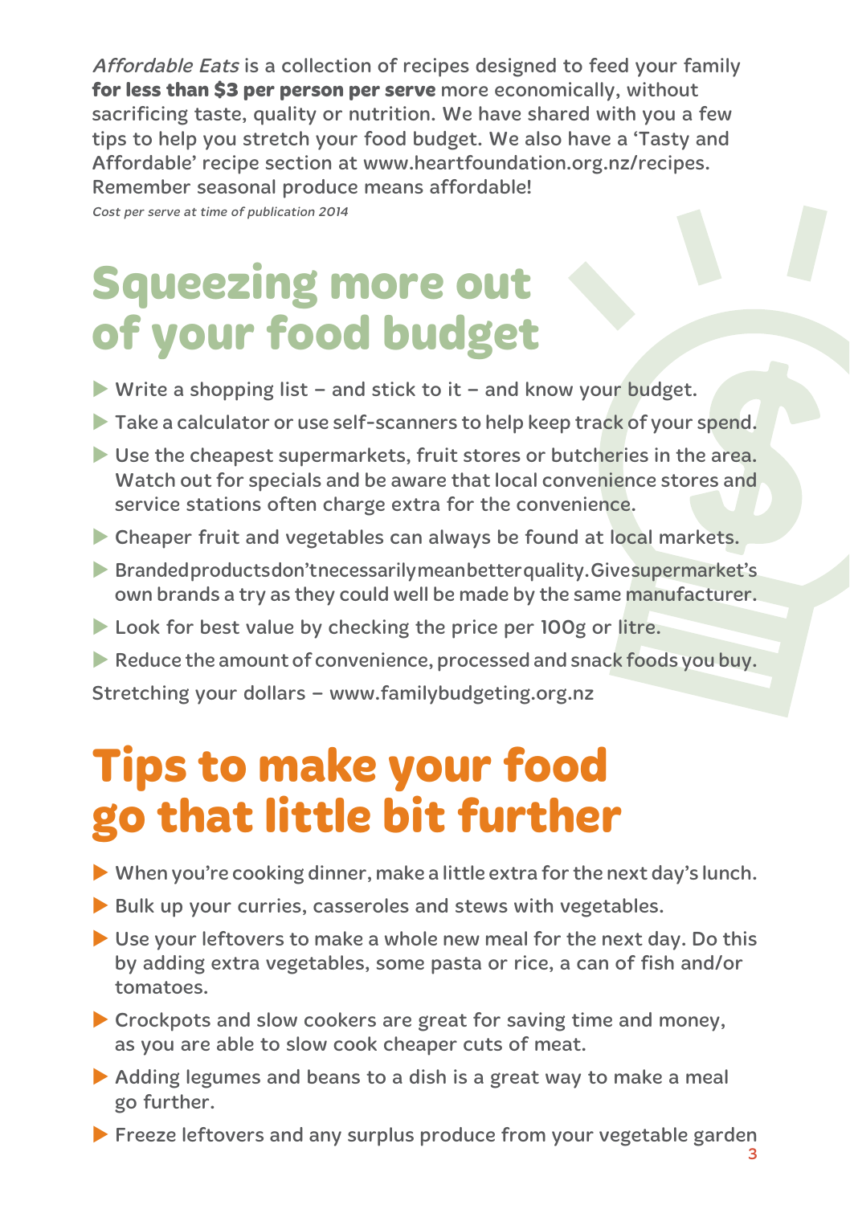*Affordable Eats* is a collection of recipes designed to feed your family **for less than $3 per person per serve** more economically, without sacrificing taste, quality or nutrition. We have shared with you a few tips to help you stretch your food budget. We also have a 'Tasty and Affordable' recipe section at www.heartfoundation.org.nz/recipes. Remember seasonal produce means affordable!

*Cost per serve at time of publication 2014*

# Squeezing more out of your food budget

- Write a shopping list – and stick to it – and know your budget.
- Take a calculator or use self-scanners to help keep track of your spend.
- Use the cheapest supermarkets, fruit stores or butcheries in the area. Watch out for specials and be aware that local convenience stores and service stations often charge extra for the convenience.
- Cheaper fruit and vegetables can always be found at local markets.
- Branded products don't necessarily mean better quality. Give supermarket's own brands a try as they could well be made by the same manufacturer.
- Look for best value by checking the price per 100g or litre.
- Reduce the amount of convenience, processed and snack foods you buy.

Stretching your dollars – www.familybudgeting.org.nz

# Tips to make your food go that little bit further

- When you're cooking dinner, make a little extra for the next day's lunch.
- Bulk up your curries, casseroles and stews with vegetables.
- Use your leftovers to make a whole new meal for the next day. Do this by adding extra vegetables, some pasta or rice, a can of fish and/or tomatoes.
- Crockpots and slow cookers are great for saving time and money, as you are able to slow cook cheaper cuts of meat.
- Adding legumes and beans to a dish is a great way to make a meal go further.
- Freeze leftovers and any surplus produce from your vegetable garden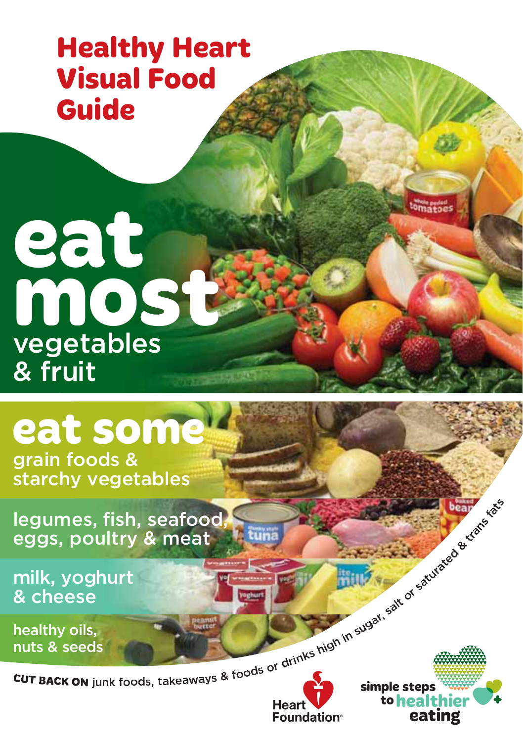# Healthy Heart Visual Food Guide

## eat most
vegetables & fruit

## eat some
grain foods & starchy vegetables

legumes, fish, seafood, eggs, poultry & meat

milk, yoghurt & cheese

healthy oils, nuts & seeds

**CUT BACK ON** junk foods, takeaways & foods or drinks high in sugar, salt or saturated & trans fats

Heart Foundation

simple steps to healthier eating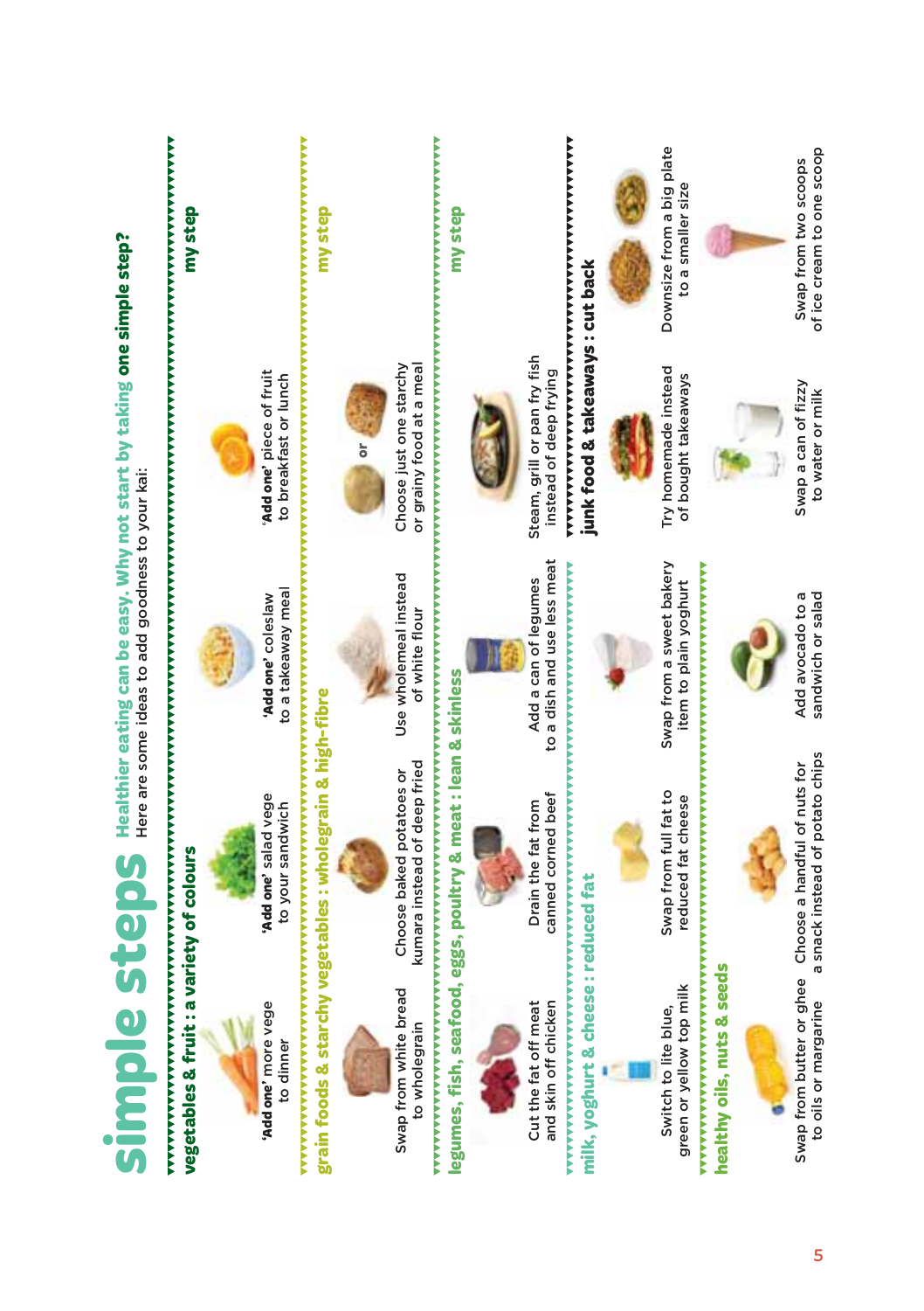# simple steps

**Healthier eating can be easy. Why not start by taking one simple step?**
Here are some ideas to add goodness to your kai:

## vegetables & fruit : a variety of colours

- **'Add one'** more vege to dinner
- **'Add one'** salad vege to your sandwich
- **'Add one'** coleslaw to a takeaway meal
- **'Add one'** piece of fruit to breakfast or lunch

**my step**

## grain foods & starchy vegetables : wholegrain & high-fibre

- Swap from white bread to wholegrain
- Choose baked potatoes or kumara instead of deep fried
- Use wholemeal instead of white flour
- Choose just one starchy or grainy food at a meal

**my step**

## legumes, fish, seafood, eggs, poultry & meat : lean & skinless

- Cut the fat off meat and skin off chicken
- Drain the fat from canned corned beef
- Add a can of legumes to a dish and use less meat
- Steam, grill or pan fry fish instead of deep frying

**my step**

## milk, yoghurt & cheese : reduced fat

- Switch to lite blue, green or yellow top milk
- Swap from full fat to reduced fat cheese
- Swap from a sweet bakery item to plain yoghurt

## healthy oils, nuts & seeds

- Swap from butter or ghee to oils or margarine
- Choose a handful of nuts for a snack instead of potato chips
- Add avocado to a sandwich or salad

## junk food & takeaways : cut back

- Try homemade instead of bought takeaways
- Swap a can of fizzy to water or milk
- Downsize from a big plate to a smaller size
- Swap from two scoops of ice cream to one scoop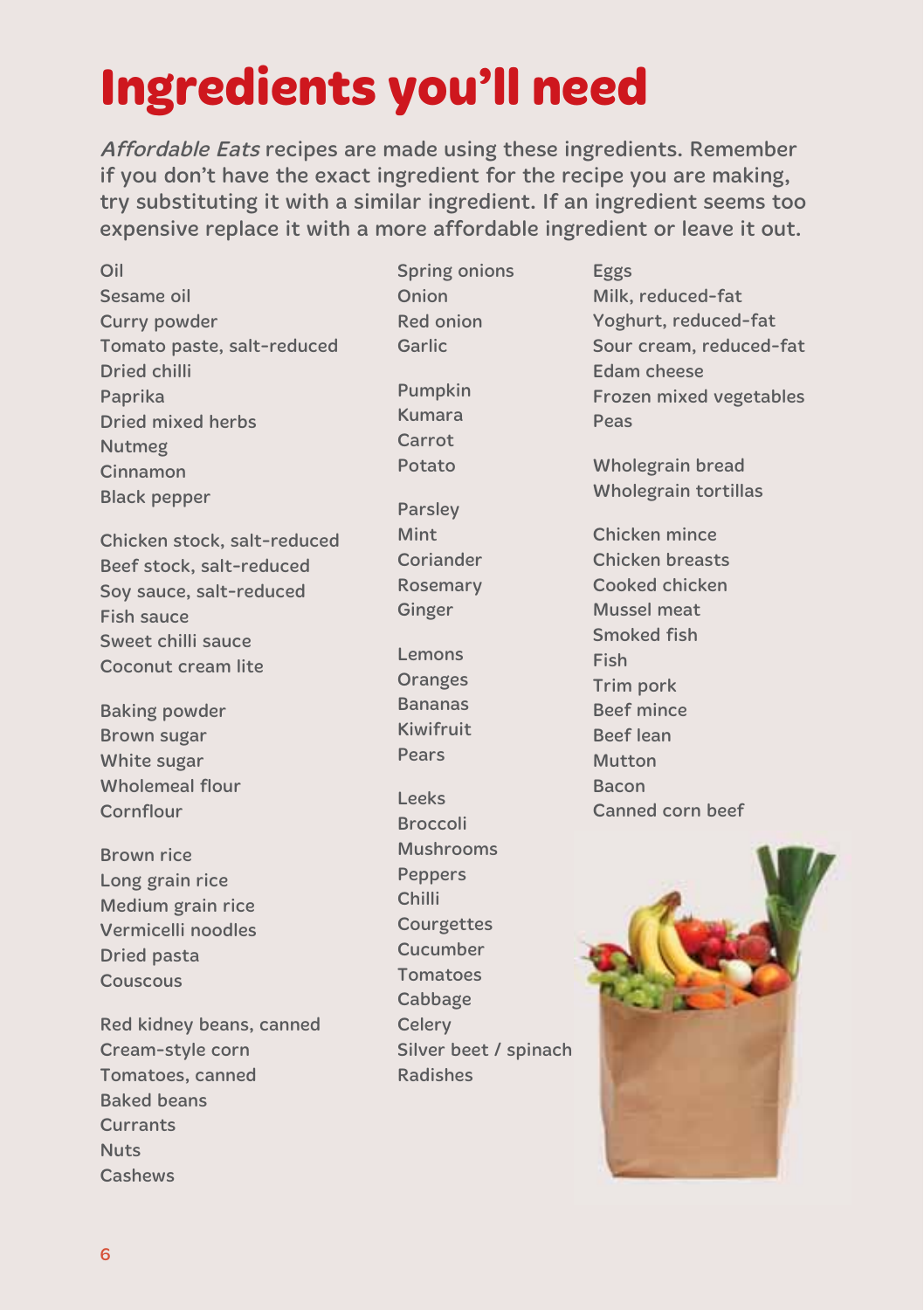# Ingredients you'll need

*Affordable Eats* recipes are made using these ingredients. Remember if you don't have the exact ingredient for the recipe you are making, try substituting it with a similar ingredient. If an ingredient seems too expensive replace it with a more affordable ingredient or leave it out.

Oil
Sesame oil
Curry powder
Tomato paste, salt-reduced
Dried chilli
Paprika
Dried mixed herbs
Nutmeg
Cinnamon
Black pepper

Chicken stock, salt-reduced
Beef stock, salt-reduced
Soy sauce, salt-reduced
Fish sauce
Sweet chilli sauce
Coconut cream lite

Baking powder
Brown sugar
White sugar
Wholemeal flour
Cornflour

Brown rice
Long grain rice
Medium grain rice
Vermicelli noodles
Dried pasta
Couscous

Red kidney beans, canned
Cream-style corn
Tomatoes, canned
Baked beans
Currants
Nuts
Cashews

Spring onions
Onion
Red onion
Garlic

Pumpkin
Kumara
Carrot
Potato

Parsley
Mint
Coriander
Rosemary
Ginger

Lemons
Oranges
Bananas
Kiwifruit
Pears

Leeks
Broccoli
Mushrooms
Peppers
Chilli
Courgettes
Cucumber
Tomatoes
Cabbage
Celery
Silver beet / spinach
Radishes

Eggs
Milk, reduced-fat
Yoghurt, reduced-fat
Sour cream, reduced-fat
Edam cheese
Frozen mixed vegetables
Peas

Wholegrain bread
Wholegrain tortillas

Chicken mince
Chicken breasts
Cooked chicken
Mussel meat
Smoked fish
Fish
Trim pork
Beef mince
Beef lean
Mutton
Bacon
Canned corn beef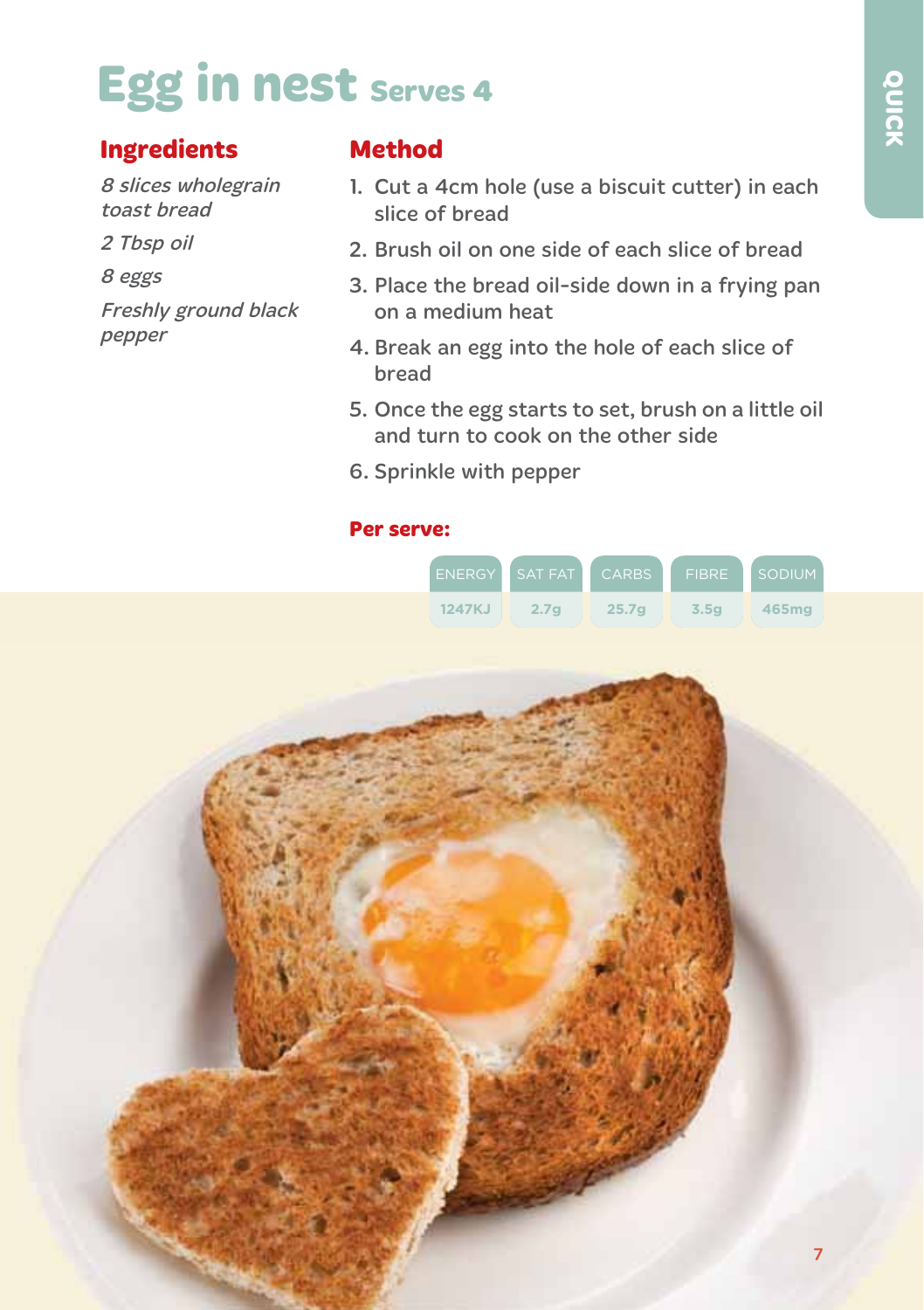# Egg in nest Serves 4

## Ingredients

*8 slices wholegrain toast bread*

*2 Tbsp oil*

*8 eggs*

*Freshly ground black pepper*

## Method

1. Cut a 4cm hole (use a biscuit cutter) in each slice of bread
2. Brush oil on one side of each slice of bread
3. Place the bread oil-side down in a frying pan on a medium heat
4. Break an egg into the hole of each slice of bread
5. Once the egg starts to set, brush on a little oil and turn to cook on the other side
6. Sprinkle with pepper

**Per serve:**

| ENERGY | SAT FAT | CARBS | FIBRE | SODIUM |
| --- | --- | --- | --- | --- |
| 1247KJ | 2.7g | 25.7g | 3.5g | 465mg |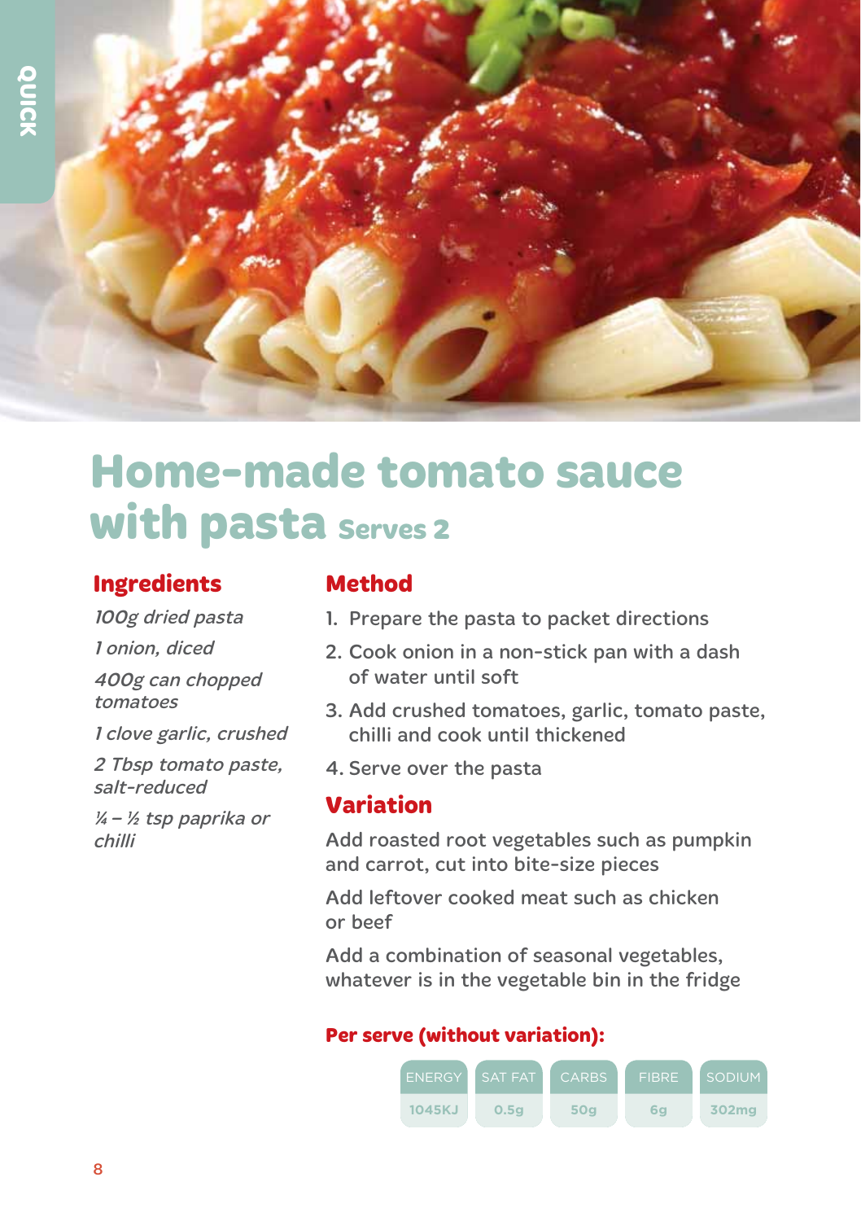QUICK

# Home-made tomato sauce with pasta Serves 2

## Ingredients

*100g dried pasta*

*1 onion, diced*

*400g can chopped tomatoes*

*1 clove garlic, crushed*

*2 Tbsp tomato paste, salt-reduced*

*¼ – ½ tsp paprika or chilli*

## Method

1. Prepare the pasta to packet directions
2. Cook onion in a non-stick pan with a dash of water until soft
3. Add crushed tomatoes, garlic, tomato paste, chilli and cook until thickened
4. Serve over the pasta

## Variation

Add roasted root vegetables such as pumpkin and carrot, cut into bite-size pieces

Add leftover cooked meat such as chicken or beef

Add a combination of seasonal vegetables, whatever is in the vegetable bin in the fridge

**Per serve (without variation):**

| ENERGY | SAT FAT | CARBS | FIBRE | SODIUM |
|---|---|---|---|---|
| 1045KJ | 0.5g | 50g | 6g | 302mg |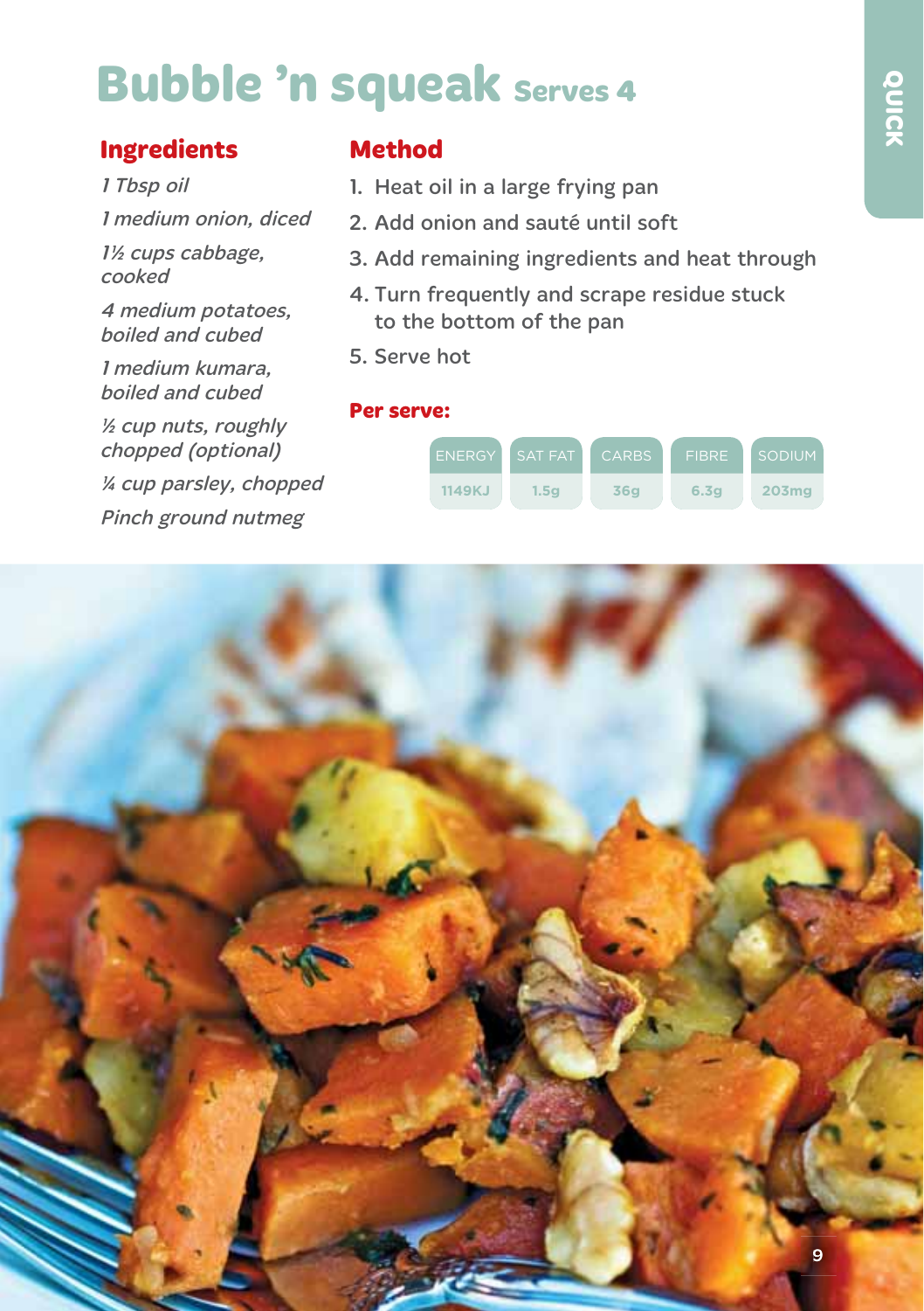# Bubble 'n squeak Serves 4

## Ingredients

*1 Tbsp oil*

*1 medium onion, diced*

*1½ cups cabbage, cooked*

*4 medium potatoes, boiled and cubed*

*1 medium kumara, boiled and cubed*

*½ cup nuts, roughly chopped (optional)*

*¼ cup parsley, chopped*

*Pinch ground nutmeg*

## Method

1. Heat oil in a large frying pan
2. Add onion and sauté until soft
3. Add remaining ingredients and heat through
4. Turn frequently and scrape residue stuck to the bottom of the pan
5. Serve hot

### Per serve:

| ENERGY | SAT FAT | CARBS | FIBRE | SODIUM |
|---|---|---|---|---|
| 1149KJ | 1.5g | 36g | 6.3g | 203mg |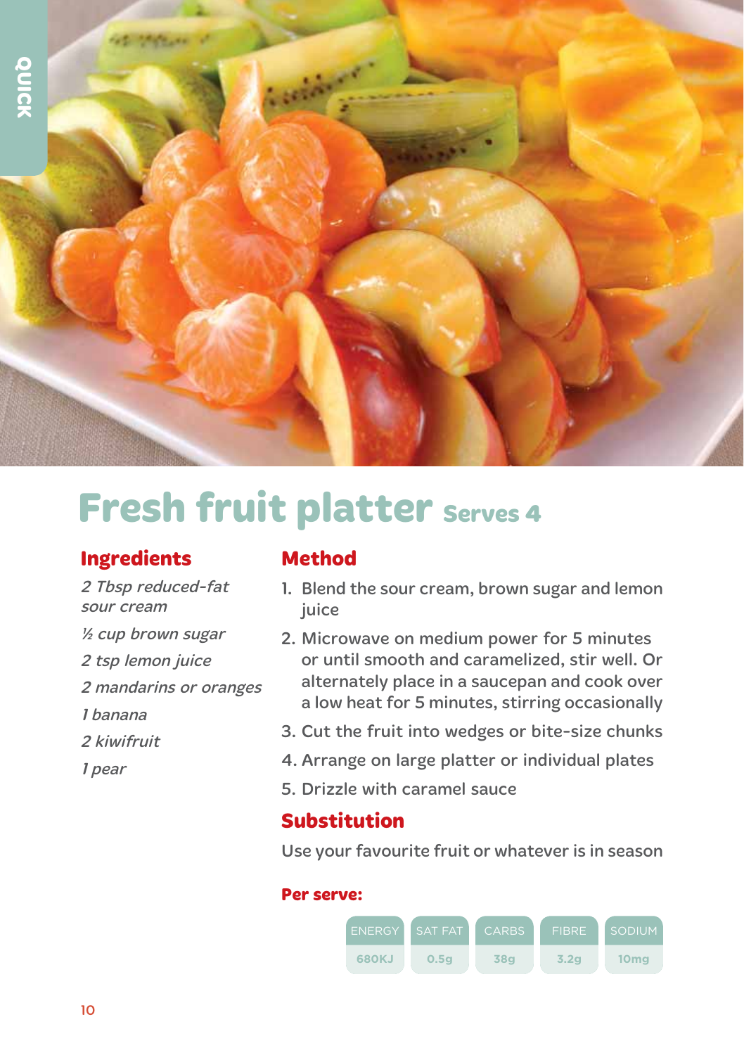# Fresh fruit platter Serves 4

## Ingredients

*2 Tbsp reduced-fat sour cream*

*½ cup brown sugar*

*2 tsp lemon juice*

*2 mandarins or oranges*

*1 banana*

*2 kiwifruit*

*1 pear*

## Method

1. Blend the sour cream, brown sugar and lemon juice
2. Microwave on medium power for 5 minutes or until smooth and caramelized, stir well. Or alternately place in a saucepan and cook over a low heat for 5 minutes, stirring occasionally
3. Cut the fruit into wedges or bite-size chunks
4. Arrange on large platter or individual plates
5. Drizzle with caramel sauce

## Substitution

Use your favourite fruit or whatever is in season

**Per serve:**

| ENERGY | SAT FAT | CARBS | FIBRE | SODIUM |
|---|---|---|---|---|
| 680KJ | 0.5g | 38g | 3.2g | 10mg |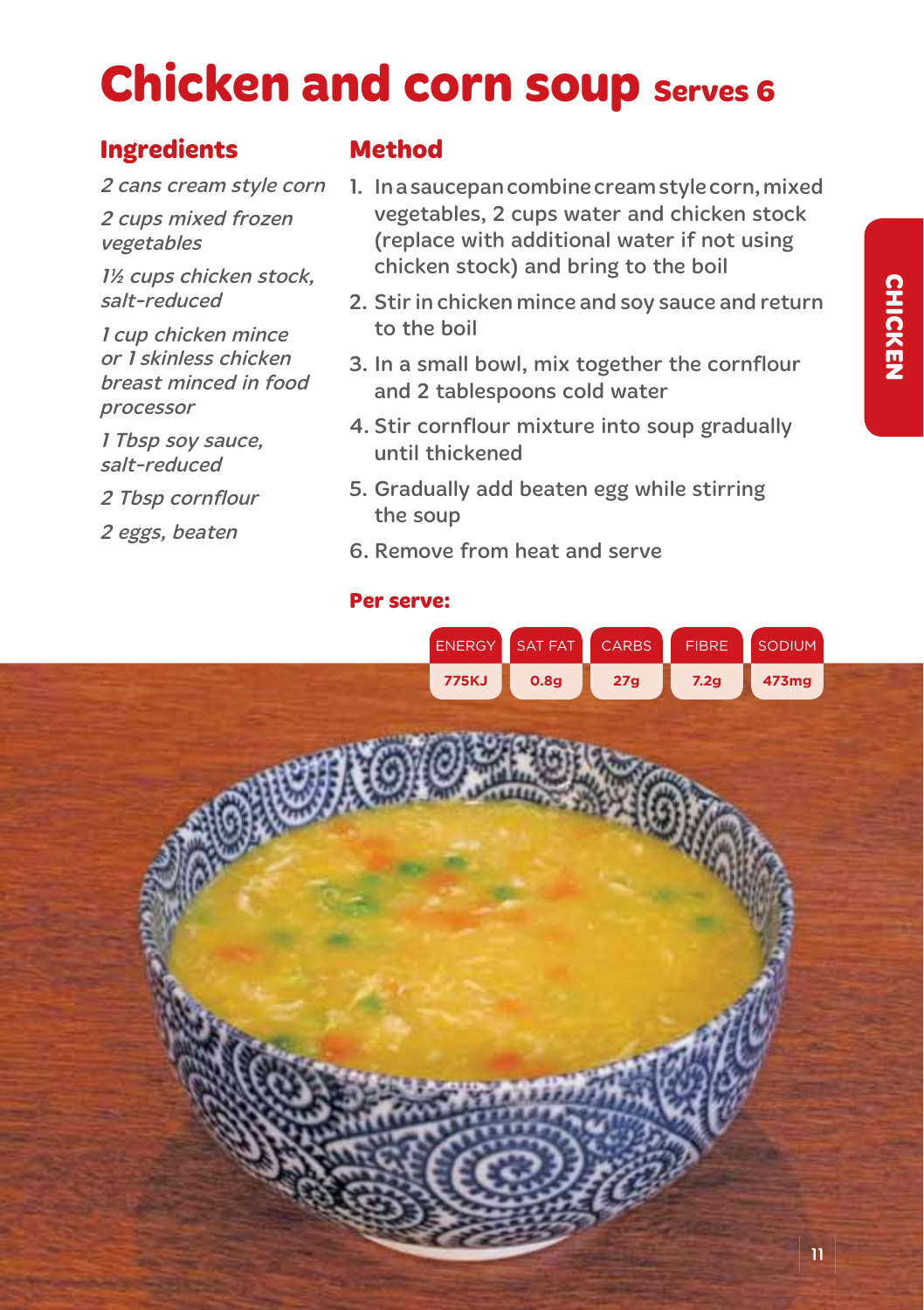# Chicken and corn soup Serves 6

## Ingredients

*2 cans cream style corn*

*2 cups mixed frozen vegetables*

*1½ cups chicken stock, salt-reduced*

*1 cup chicken mince or 1 skinless chicken breast minced in food processor*

*1 Tbsp soy sauce, salt-reduced*

*2 Tbsp cornflour*

*2 eggs, beaten*

## Method

1. In a saucepan combine cream style corn, mixed vegetables, 2 cups water and chicken stock (replace with additional water if not using chicken stock) and bring to the boil
2. Stir in chicken mince and soy sauce and return to the boil
3. In a small bowl, mix together the cornflour and 2 tablespoons cold water
4. Stir cornflour mixture into soup gradually until thickened
5. Gradually add beaten egg while stirring the soup
6. Remove from heat and serve

**Per serve:**

| ENERGY | SAT FAT | CARBS | FIBRE | SODIUM |
|---|---|---|---|---|
| 775KJ | 0.8g | 27g | 7.2g | 473mg |

CHICKEN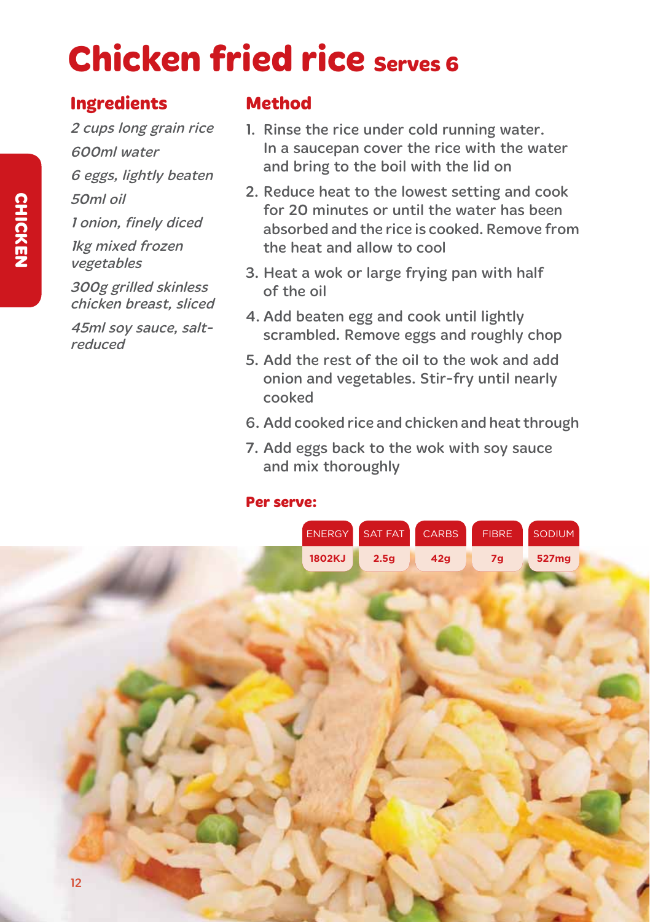# Chicken fried rice Serves 6

## Ingredients

*2 cups long grain rice*

*600ml water*

*6 eggs, lightly beaten*

*50ml oil*

*1 onion, finely diced*

*1kg mixed frozen vegetables*

*300g grilled skinless chicken breast, sliced*

*45ml soy sauce, salt-reduced*

## Method

1. Rinse the rice under cold running water. In a saucepan cover the rice with the water and bring to the boil with the lid on
2. Reduce heat to the lowest setting and cook for 20 minutes or until the water has been absorbed and the rice is cooked. Remove from the heat and allow to cool
3. Heat a wok or large frying pan with half of the oil
4. Add beaten egg and cook until lightly scrambled. Remove eggs and roughly chop
5. Add the rest of the oil to the wok and add onion and vegetables. Stir-fry until nearly cooked
6. Add cooked rice and chicken and heat through
7. Add eggs back to the wok with soy sauce and mix thoroughly

**Per serve:**

| ENERGY | SAT FAT | CARBS | FIBRE | SODIUM |
|---|---|---|---|---|
| 1802KJ | 2.5g | 42g | 7g | 527mg |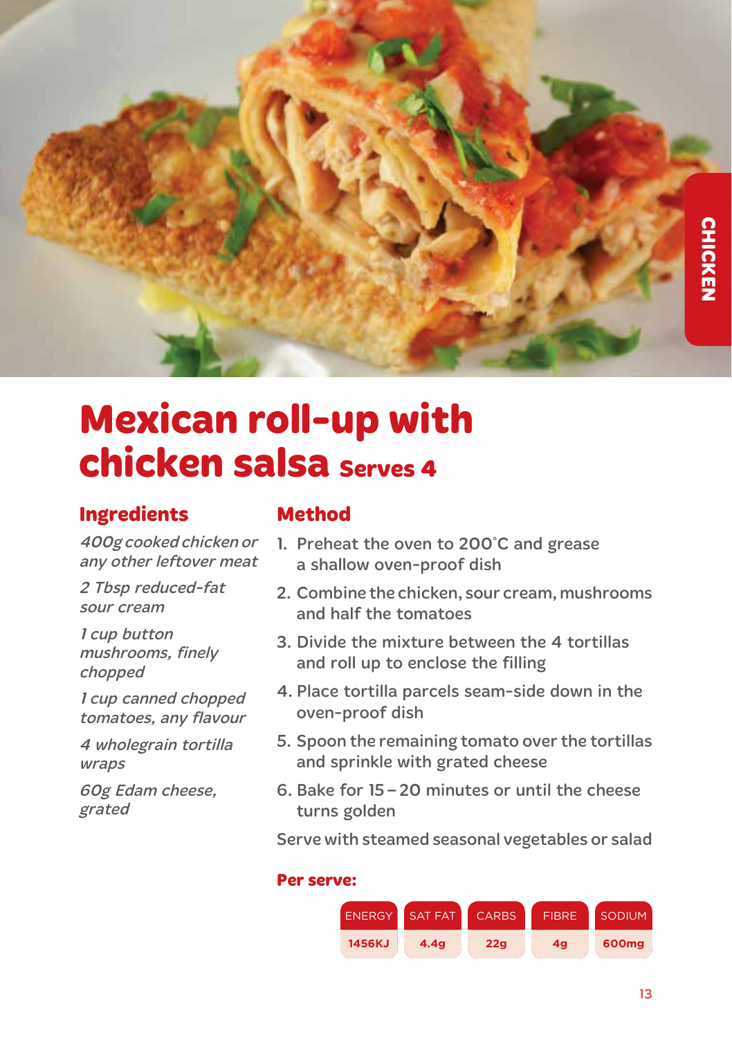# Mexican roll-up with chicken salsa Serves 4

## Ingredients

*400g cooked chicken or any other leftover meat*

*2 Tbsp reduced-fat sour cream*

*1 cup button mushrooms, finely chopped*

*1 cup canned chopped tomatoes, any flavour*

*4 wholegrain tortilla wraps*

*60g Edam cheese, grated*

## Method

1. Preheat the oven to 200°C and grease a shallow oven-proof dish
2. Combine the chicken, sour cream, mushrooms and half the tomatoes
3. Divide the mixture between the 4 tortillas and roll up to enclose the filling
4. Place tortilla parcels seam-side down in the oven-proof dish
5. Spoon the remaining tomato over the tortillas and sprinkle with grated cheese
6. Bake for 15 – 20 minutes or until the cheese turns golden

Serve with steamed seasonal vegetables or salad

**Per serve:**

| ENERGY | SAT FAT | CARBS | FIBRE | SODIUM |
|---|---|---|---|---|
| 1456KJ | 4.4g | 22g | 4g | 600mg |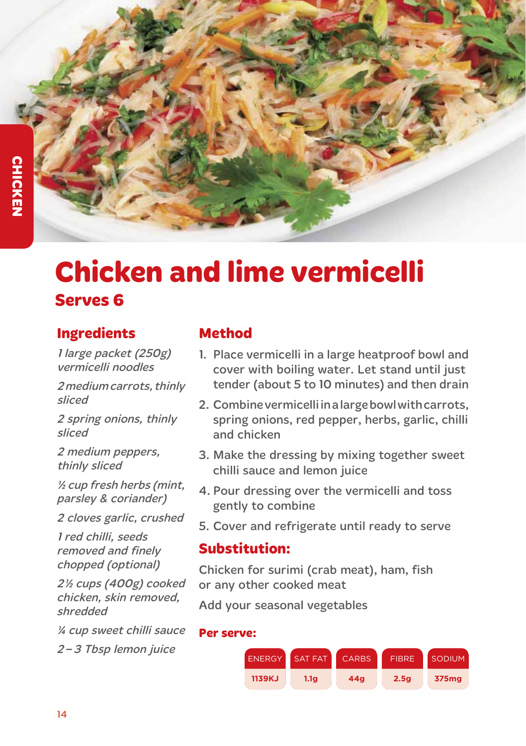# Chicken and lime vermicelli

## Serves 6

### Ingredients

*1 large packet (250g) vermicelli noodles*

*2 medium carrots, thinly sliced*

*2 spring onions, thinly sliced*

*2 medium peppers, thinly sliced*

*½ cup fresh herbs (mint, parsley & coriander)*

*2 cloves garlic, crushed*

*1 red chilli, seeds removed and finely chopped (optional)*

*2½ cups (400g) cooked chicken, skin removed, shredded*

*¼ cup sweet chilli sauce*

*2 – 3 Tbsp lemon juice*

### Method

1. Place vermicelli in a large heatproof bowl and cover with boiling water. Let stand until just tender (about 5 to 10 minutes) and then drain
2. Combine vermicelli in a large bowl with carrots, spring onions, red pepper, herbs, garlic, chilli and chicken
3. Make the dressing by mixing together sweet chilli sauce and lemon juice
4. Pour dressing over the vermicelli and toss gently to combine
5. Cover and refrigerate until ready to serve

### Substitution:

Chicken for surimi (crab meat), ham, fish or any other cooked meat

Add your seasonal vegetables

**Per serve:**

| ENERGY | SAT FAT | CARBS | FIBRE | SODIUM |
|---|---|---|---|---|
| 1139KJ | 1.1g | 44g | 2.5g | 375mg |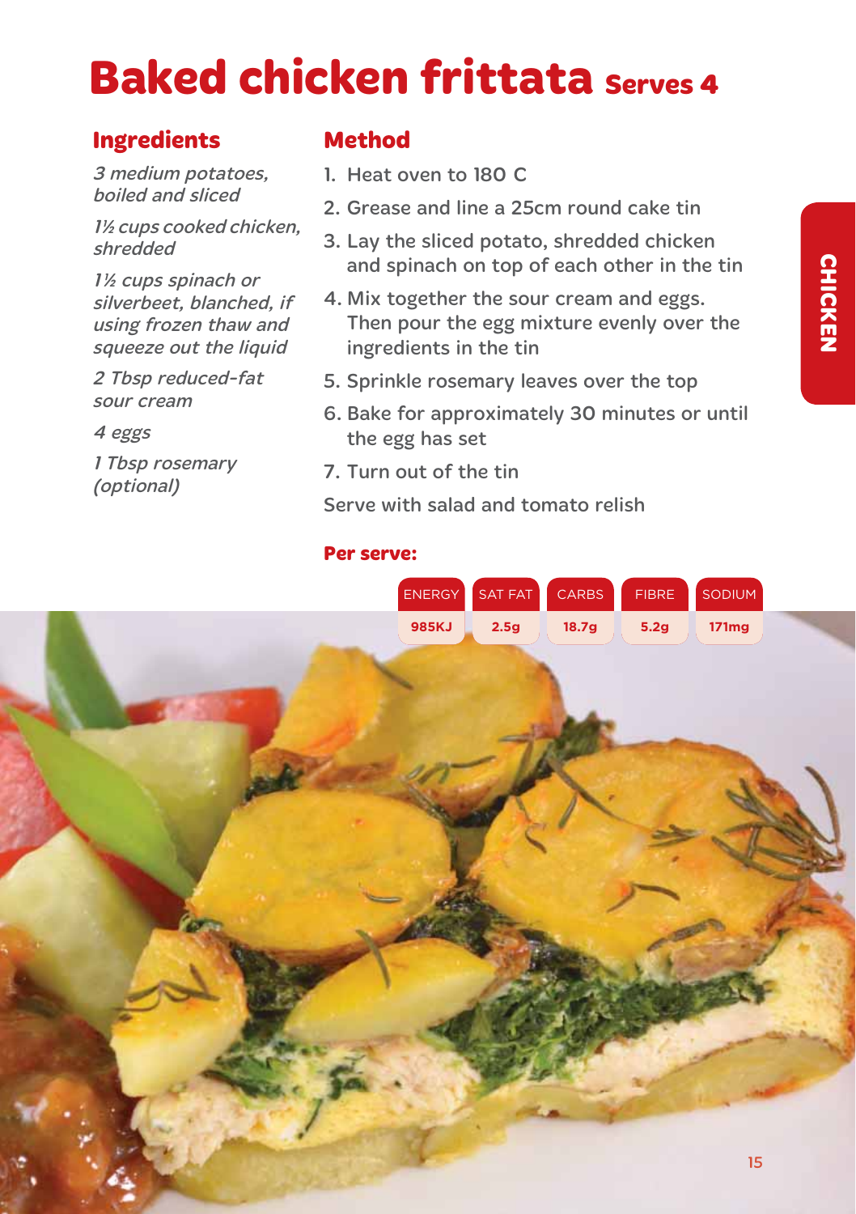# Baked chicken frittata Serves 4

## Ingredients

*3 medium potatoes, boiled and sliced*

*1½ cups cooked chicken, shredded*

*1½ cups spinach or silverbeet, blanched, if using frozen thaw and squeeze out the liquid*

*2 Tbsp reduced-fat sour cream*

*4 eggs*

*1 Tbsp rosemary (optional)*

## Method

1. Heat oven to 180 C
2. Grease and line a 25cm round cake tin
3. Lay the sliced potato, shredded chicken and spinach on top of each other in the tin
4. Mix together the sour cream and eggs. Then pour the egg mixture evenly over the ingredients in the tin
5. Sprinkle rosemary leaves over the top
6. Bake for approximately 30 minutes or until the egg has set
7. Turn out of the tin

Serve with salad and tomato relish

**Per serve:**

| ENERGY | SAT FAT | CARBS | FIBRE | SODIUM |
| --- | --- | --- | --- | --- |
| 985KJ | 2.5g | 18.7g | 5.2g | 171mg |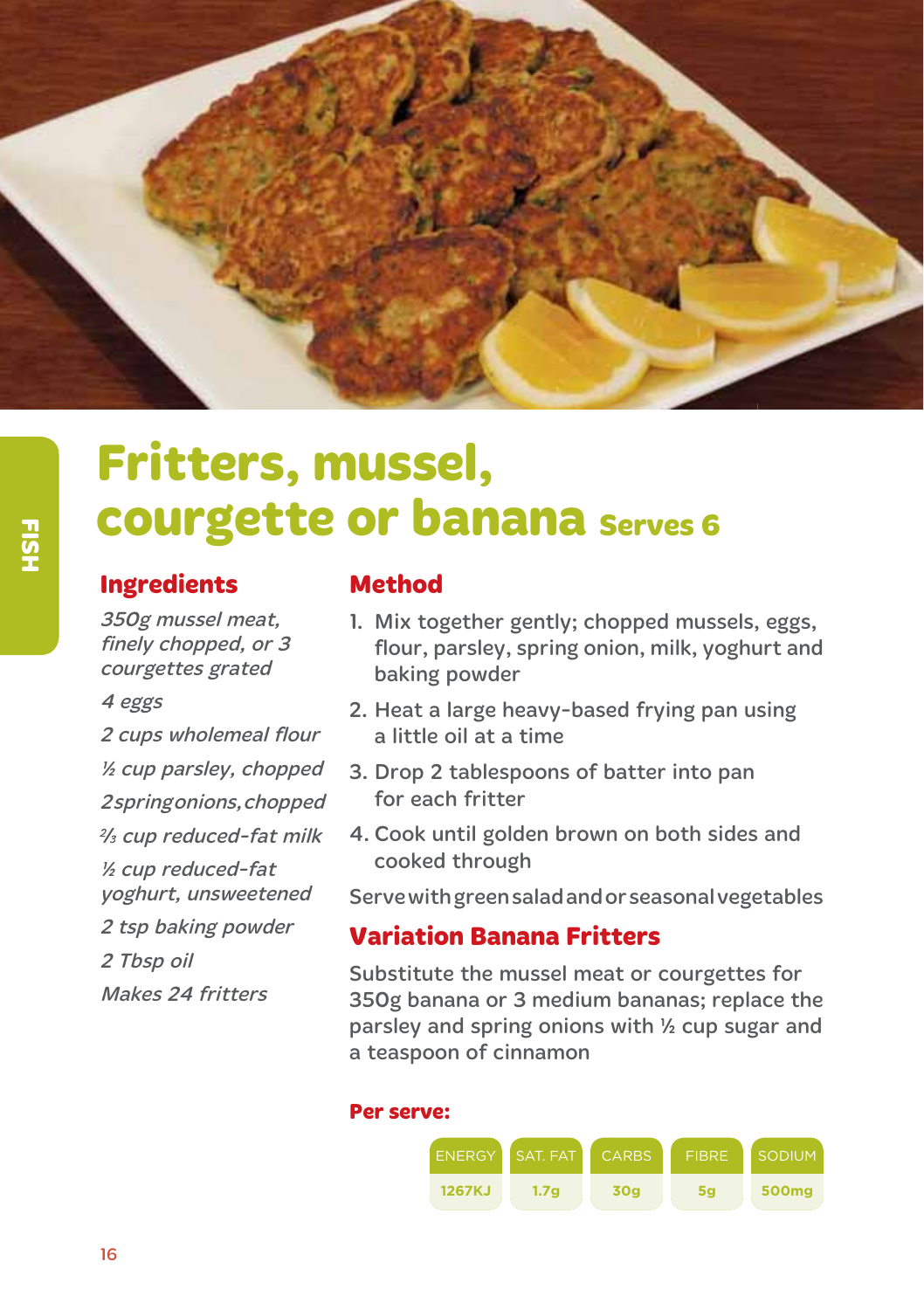# Fritters, mussel, courgette or banana Serves 6

## Ingredients

*350g mussel meat, finely chopped, or 3 courgettes grated*

*4 eggs*

*2 cups wholemeal flour*

*½ cup parsley, chopped*

*2 spring onions, chopped*

*⅔ cup reduced-fat milk*

*½ cup reduced-fat yoghurt, unsweetened*

*2 tsp baking powder*

*2 Tbsp oil*

*Makes 24 fritters*

## Method

1. Mix together gently; chopped mussels, eggs, flour, parsley, spring onion, milk, yoghurt and baking powder
2. Heat a large heavy-based frying pan using a little oil at a time
3. Drop 2 tablespoons of batter into pan for each fritter
4. Cook until golden brown on both sides and cooked through

Serve with green salad and or seasonal vegetables

## Variation Banana Fritters

Substitute the mussel meat or courgettes for 350g banana or 3 medium bananas; replace the parsley and spring onions with ½ cup sugar and a teaspoon of cinnamon

**Per serve:**

| ENERGY | SAT. FAT | CARBS | FIBRE | SODIUM |
|---|---|---|---|---|
| 1267KJ | 1.7g | 30g | 5g | 500mg |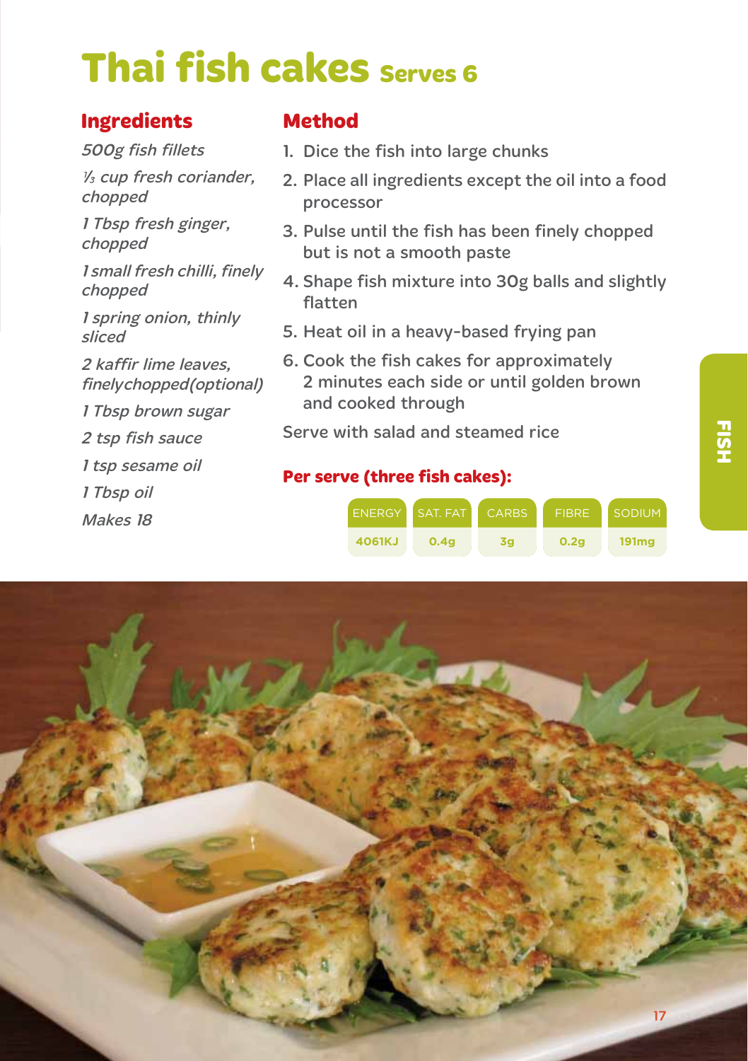# Thai fish cakes Serves 6

## Ingredients

*500g fish fillets*

*⅓ cup fresh coriander, chopped*

*1 Tbsp fresh ginger, chopped*

*1 small fresh chilli, finely chopped*

*1 spring onion, thinly sliced*

*2 kaffir lime leaves, finelychopped(optional)*

*1 Tbsp brown sugar*

*2 tsp fish sauce*

*1 tsp sesame oil*

*1 Tbsp oil*

*Makes 18*

## Method

1. Dice the fish into large chunks
2. Place all ingredients except the oil into a food processor
3. Pulse until the fish has been finely chopped but is not a smooth paste
4. Shape fish mixture into 30g balls and slightly flatten
5. Heat oil in a heavy-based frying pan
6. Cook the fish cakes for approximately 2 minutes each side or until golden brown and cooked through

Serve with salad and steamed rice

**Per serve (three fish cakes):**

| ENERGY | SAT. FAT | CARBS | FIBRE | SODIUM |
|---|---|---|---|---|
| 4061KJ | 0.4g | 3g | 0.2g | 191mg |

FISH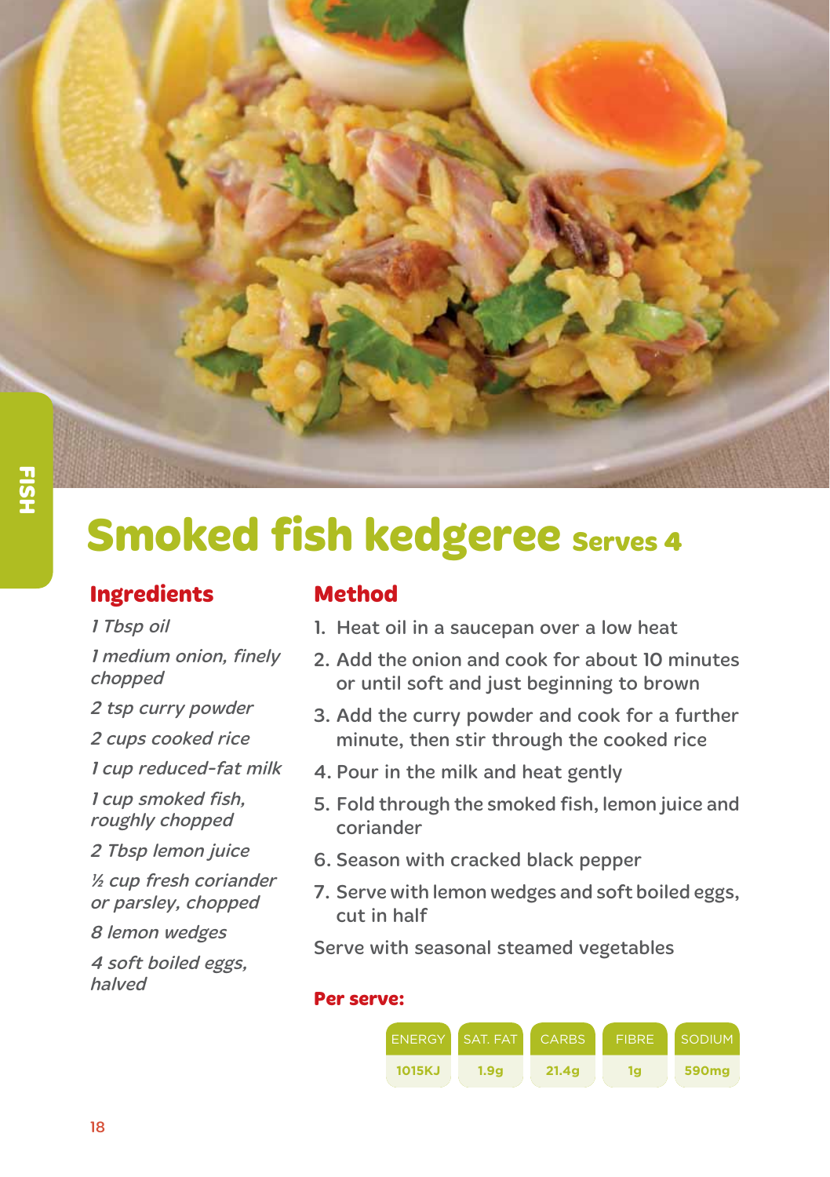# Smoked fish kedgeree Serves 4

## Ingredients

*1 Tbsp oil*

*1 medium onion, finely chopped*

*2 tsp curry powder*

*2 cups cooked rice*

*1 cup reduced-fat milk*

*1 cup smoked fish, roughly chopped*

*2 Tbsp lemon juice*

*½ cup fresh coriander or parsley, chopped*

*8 lemon wedges*

*4 soft boiled eggs, halved*

## Method

1. Heat oil in a saucepan over a low heat
2. Add the onion and cook for about 10 minutes or until soft and just beginning to brown
3. Add the curry powder and cook for a further minute, then stir through the cooked rice
4. Pour in the milk and heat gently
5. Fold through the smoked fish, lemon juice and coriander
6. Season with cracked black pepper
7. Serve with lemon wedges and soft boiled eggs, cut in half

Serve with seasonal steamed vegetables

**Per serve:**

| ENERGY | SAT. FAT | CARBS | FIBRE | SODIUM |
|---|---|---|---|---|
| 1015KJ | 1.9g | 21.4g | 1g | 590mg |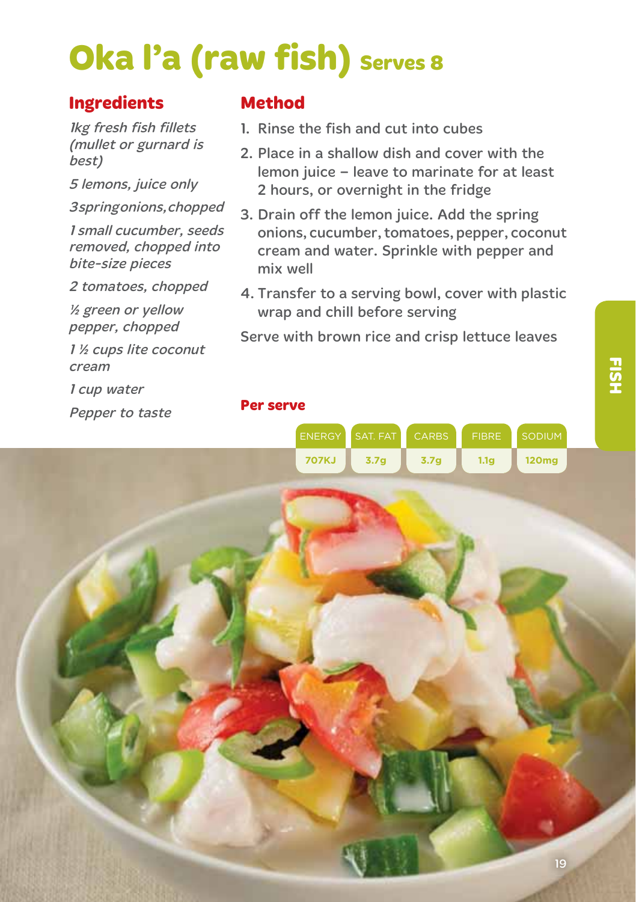# Oka I'a (raw fish) Serves 8

## Ingredients

*1kg fresh fish fillets (mullet or gurnard is best)*

*5 lemons, juice only*

*3 spring onions, chopped*

*1 small cucumber, seeds removed, chopped into bite-size pieces*

*2 tomatoes, chopped*

*½ green or yellow pepper, chopped*

*1 ½ cups lite coconut cream*

*1 cup water*

*Pepper to taste*

## Method

1. Rinse the fish and cut into cubes
2. Place in a shallow dish and cover with the lemon juice – leave to marinate for at least 2 hours, or overnight in the fridge
3. Drain off the lemon juice. Add the spring onions, cucumber, tomatoes, pepper, coconut cream and water. Sprinkle with pepper and mix well
4. Transfer to a serving bowl, cover with plastic wrap and chill before serving

Serve with brown rice and crisp lettuce leaves

### Per serve

| ENERGY | SAT. FAT | CARBS | FIBRE | SODIUM |
|---|---|---|---|---|
| 707KJ | 3.7g | 3.7g | 1.1g | 120mg |

FISH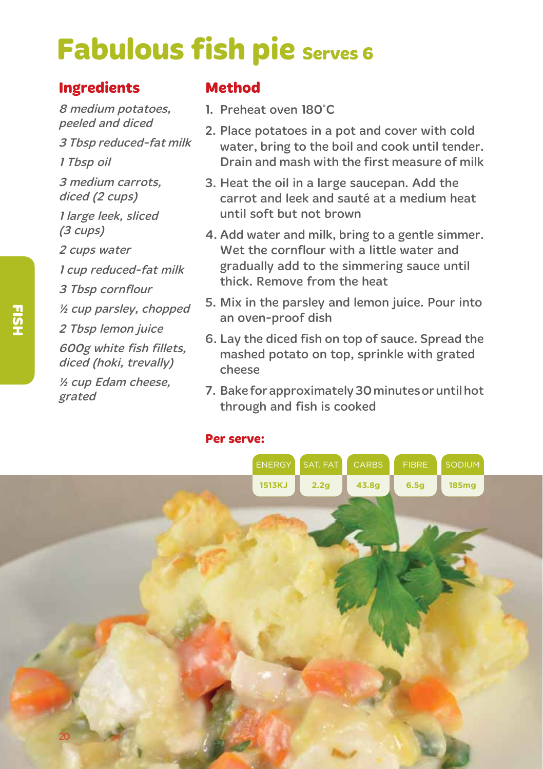# Fabulous fish pie Serves 6

## Ingredients

*8 medium potatoes, peeled and diced*

*3 Tbsp reduced-fat milk*

*1 Tbsp oil*

*3 medium carrots, diced (2 cups)*

*1 large leek, sliced (3 cups)*

*2 cups water*

*1 cup reduced-fat milk*

*3 Tbsp cornflour*

*½ cup parsley, chopped*

*2 Tbsp lemon juice*

*600g white fish fillets, diced (hoki, trevally)*

*½ cup Edam cheese, grated*

## Method

1. Preheat oven 180˚C
2. Place potatoes in a pot and cover with cold water, bring to the boil and cook until tender. Drain and mash with the first measure of milk
3. Heat the oil in a large saucepan. Add the carrot and leek and sauté at a medium heat until soft but not brown
4. Add water and milk, bring to a gentle simmer. Wet the cornflour with a little water and gradually add to the simmering sauce until thick. Remove from the heat
5. Mix in the parsley and lemon juice. Pour into an oven-proof dish
6. Lay the diced fish on top of sauce. Spread the mashed potato on top, sprinkle with grated cheese
7. Bake for approximately 30 minutes or until hot through and fish is cooked

**Per serve:**

| ENERGY | SAT. FAT | CARBS | FIBRE | SODIUM |
|---|---|---|---|---|
| 1513KJ | 2.2g | 43.8g | 6.5g | 185mg |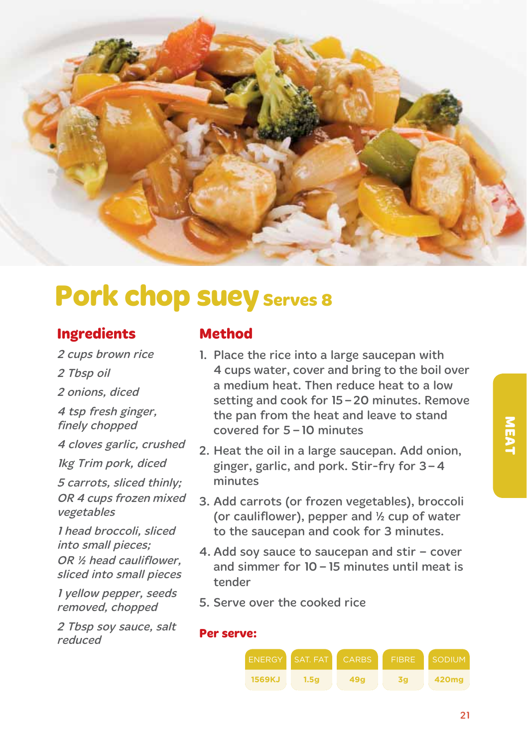# Pork chop suey Serves 8

## Ingredients

*2 cups brown rice*

*2 Tbsp oil*

*2 onions, diced*

*4 tsp fresh ginger, finely chopped*

*4 cloves garlic, crushed*

*1kg Trim pork, diced*

*5 carrots, sliced thinly; OR 4 cups frozen mixed vegetables*

*1 head broccoli, sliced into small pieces; OR ½ head cauliflower, sliced into small pieces*

*1 yellow pepper, seeds removed, chopped*

*2 Tbsp soy sauce, salt reduced*

## Method

1. Place the rice into a large saucepan with 4 cups water, cover and bring to the boil over a medium heat. Then reduce heat to a low setting and cook for 15 – 20 minutes. Remove the pan from the heat and leave to stand covered for 5 – 10 minutes
2. Heat the oil in a large saucepan. Add onion, ginger, garlic, and pork. Stir-fry for 3 – 4 minutes
3. Add carrots (or frozen vegetables), broccoli (or cauliflower), pepper and ½ cup of water to the saucepan and cook for 3 minutes.
4. Add soy sauce to saucepan and stir – cover and simmer for 10 – 15 minutes until meat is tender
5. Serve over the cooked rice

**Per serve:**

| ENERGY | SAT. FAT | CARBS | FIBRE | SODIUM |
|---|---|---|---|---|
| 1569KJ | 1.5g | 49g | 3g | 420mg |

MEAT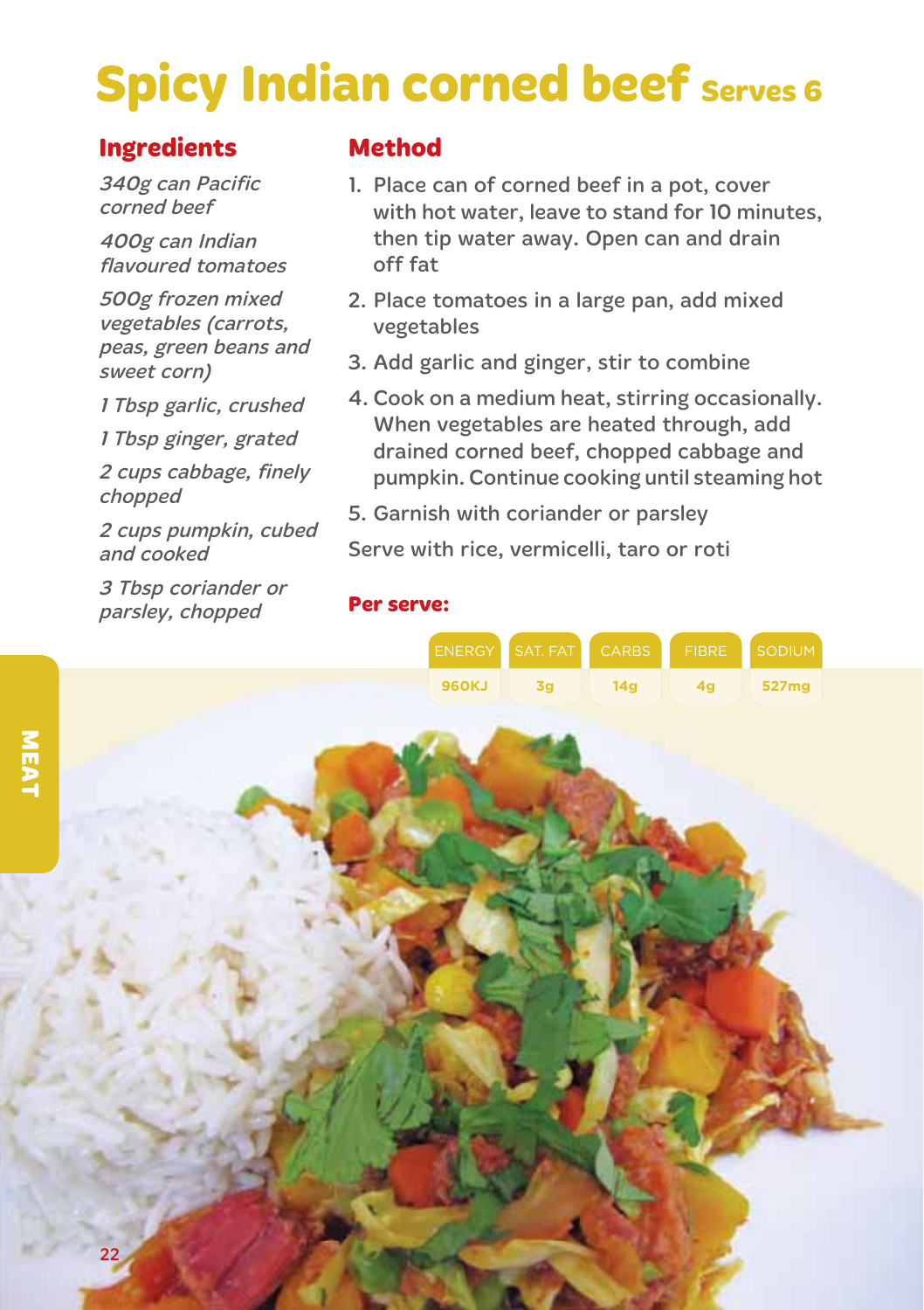# Spicy Indian corned beef Serves 6

## Ingredients

*340g can Pacific corned beef*

*400g can Indian flavoured tomatoes*

*500g frozen mixed vegetables (carrots, peas, green beans and sweet corn)*

*1 Tbsp garlic, crushed*

*1 Tbsp ginger, grated*

*2 cups cabbage, finely chopped*

*2 cups pumpkin, cubed and cooked*

*3 Tbsp coriander or parsley, chopped*

## Method

1. Place can of corned beef in a pot, cover with hot water, leave to stand for 10 minutes, then tip water away. Open can and drain off fat
2. Place tomatoes in a large pan, add mixed vegetables
3. Add garlic and ginger, stir to combine
4. Cook on a medium heat, stirring occasionally. When vegetables are heated through, add drained corned beef, chopped cabbage and pumpkin. Continue cooking until steaming hot
5. Garnish with coriander or parsley

Serve with rice, vermicelli, taro or roti

**Per serve:**

| ENERGY | SAT. FAT | CARBS | FIBRE | SODIUM |
|---|---|---|---|---|
| 960KJ | 3g | 14g | 4g | 527mg |

MEAT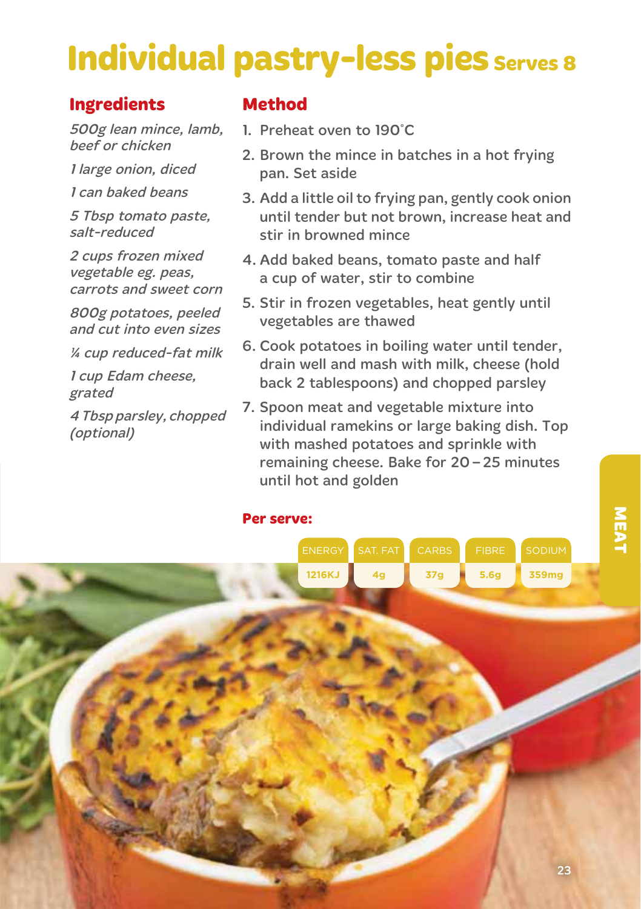# Individual pastry-less pies Serves 8

## Ingredients

*500g lean mince, lamb, beef or chicken*

*1 large onion, diced*

*1 can baked beans*

*5 Tbsp tomato paste, salt-reduced*

*2 cups frozen mixed vegetable eg. peas, carrots and sweet corn*

*800g potatoes, peeled and cut into even sizes*

*¼ cup reduced-fat milk*

*1 cup Edam cheese, grated*

*4 Tbsp parsley, chopped (optional)*

## Method

1. Preheat oven to 190˚C
2. Brown the mince in batches in a hot frying pan. Set aside
3. Add a little oil to frying pan, gently cook onion until tender but not brown, increase heat and stir in browned mince
4. Add baked beans, tomato paste and half a cup of water, stir to combine
5. Stir in frozen vegetables, heat gently until vegetables are thawed
6. Cook potatoes in boiling water until tender, drain well and mash with milk, cheese (hold back 2 tablespoons) and chopped parsley
7. Spoon meat and vegetable mixture into individual ramekins or large baking dish. Top with mashed potatoes and sprinkle with remaining cheese. Bake for 20 – 25 minutes until hot and golden

**Per serve:**

| ENERGY | SAT. FAT | CARBS | FIBRE | SODIUM |
|---|---|---|---|---|
| 1216KJ | 4g | 37g | 5.6g | 359mg |

MEAT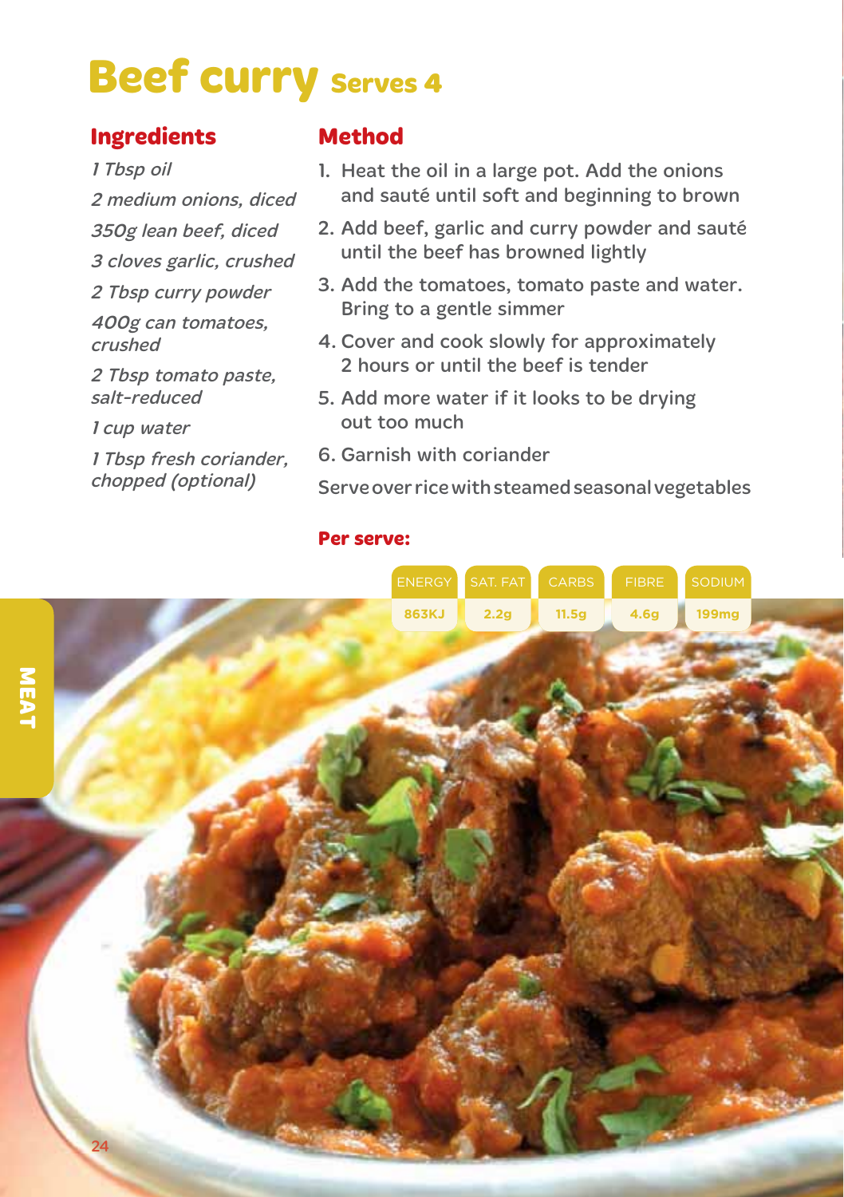# Beef curry Serves 4

## Ingredients

*1 Tbsp oil*

*2 medium onions, diced*

*350g lean beef, diced*

*3 cloves garlic, crushed*

*2 Tbsp curry powder*

*400g can tomatoes, crushed*

*2 Tbsp tomato paste, salt-reduced*

*1 cup water*

*1 Tbsp fresh coriander, chopped (optional)*

## Method

1. Heat the oil in a large pot. Add the onions and sauté until soft and beginning to brown
2. Add beef, garlic and curry powder and sauté until the beef has browned lightly
3. Add the tomatoes, tomato paste and water. Bring to a gentle simmer
4. Cover and cook slowly for approximately 2 hours or until the beef is tender
5. Add more water if it looks to be drying out too much
6. Garnish with coriander

Serve over rice with steamed seasonal vegetables

**Per serve:**

| ENERGY | SAT. FAT | CARBS | FIBRE | SODIUM |
|---|---|---|---|---|
| 863KJ | 2.2g | 11.5g | 4.6g | 199mg |

MEAT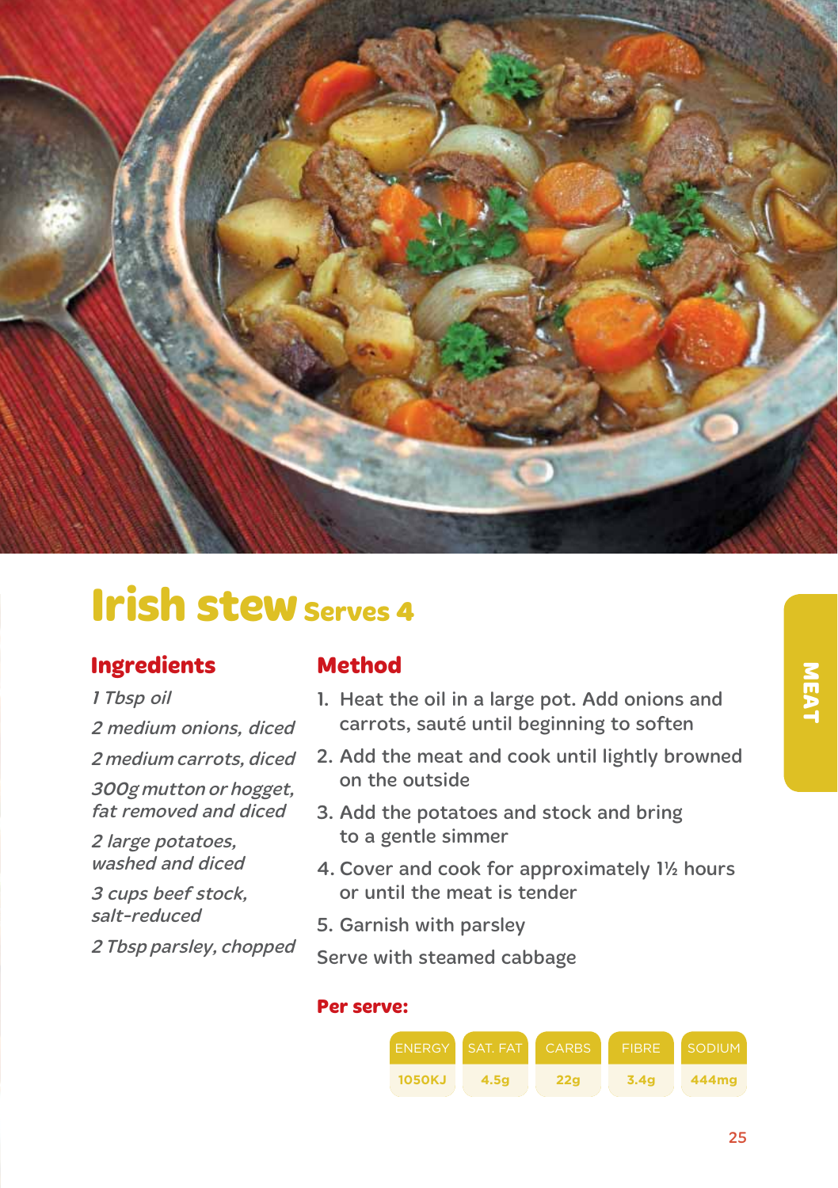# Irish stew Serves 4

## Ingredients

*1 Tbsp oil*

*2 medium onions, diced*

*2 medium carrots, diced*

*300g mutton or hogget, fat removed and diced*

*2 large potatoes, washed and diced*

*3 cups beef stock, salt-reduced*

*2 Tbsp parsley, chopped*

## Method

1. Heat the oil in a large pot. Add onions and carrots, sauté until beginning to soften
2. Add the meat and cook until lightly browned on the outside
3. Add the potatoes and stock and bring to a gentle simmer
4. Cover and cook for approximately 1½ hours or until the meat is tender
5. Garnish with parsley

Serve with steamed cabbage

**Per serve:**

| ENERGY | SAT. FAT | CARBS | FIBRE | SODIUM |
|---|---|---|---|---|
| 1050KJ | 4.5g | 22g | 3.4g | 444mg |

MEAT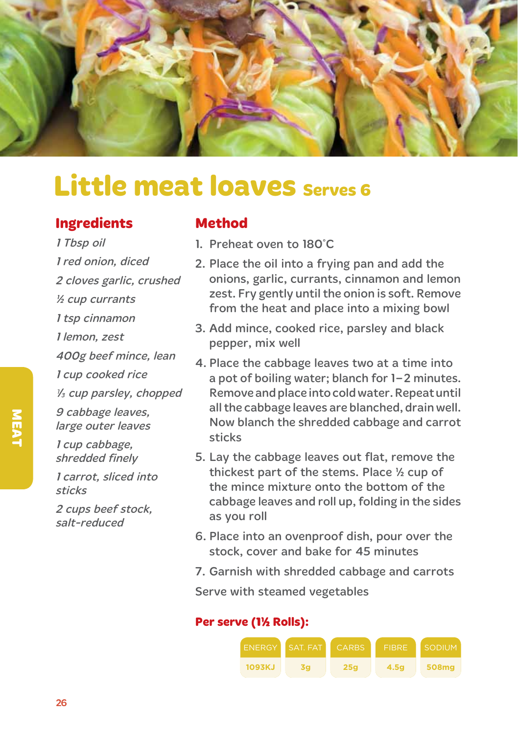# Little meat loaves Serves 6

## Ingredients

*1 Tbsp oil*

*1 red onion, diced*

*2 cloves garlic, crushed*

*½ cup currants*

*1 tsp cinnamon*

*1 lemon, zest*

*400g beef mince, lean*

*1 cup cooked rice*

*⅓ cup parsley, chopped*

*9 cabbage leaves, large outer leaves*

*1 cup cabbage, shredded finely*

*1 carrot, sliced into sticks*

*2 cups beef stock, salt-reduced*

## Method

1. Preheat oven to 180˚C
2. Place the oil into a frying pan and add the onions, garlic, currants, cinnamon and lemon zest. Fry gently until the onion is soft. Remove from the heat and place into a mixing bowl
3. Add mince, cooked rice, parsley and black pepper, mix well
4. Place the cabbage leaves two at a time into a pot of boiling water; blanch for 1–2 minutes. Remove and place into cold water. Repeat until all the cabbage leaves are blanched, drain well. Now blanch the shredded cabbage and carrot sticks
5. Lay the cabbage leaves out flat, remove the thickest part of the stems. Place ½ cup of the mince mixture onto the bottom of the cabbage leaves and roll up, folding in the sides as you roll
6. Place into an ovenproof dish, pour over the stock, cover and bake for 45 minutes
7. Garnish with shredded cabbage and carrots

Serve with steamed vegetables

**Per serve (1½ Rolls):**

| ENERGY | SAT. FAT | CARBS | FIBRE | SODIUM |
|---|---|---|---|---|
| 1093KJ | 3g | 25g | 4.5g | 508mg |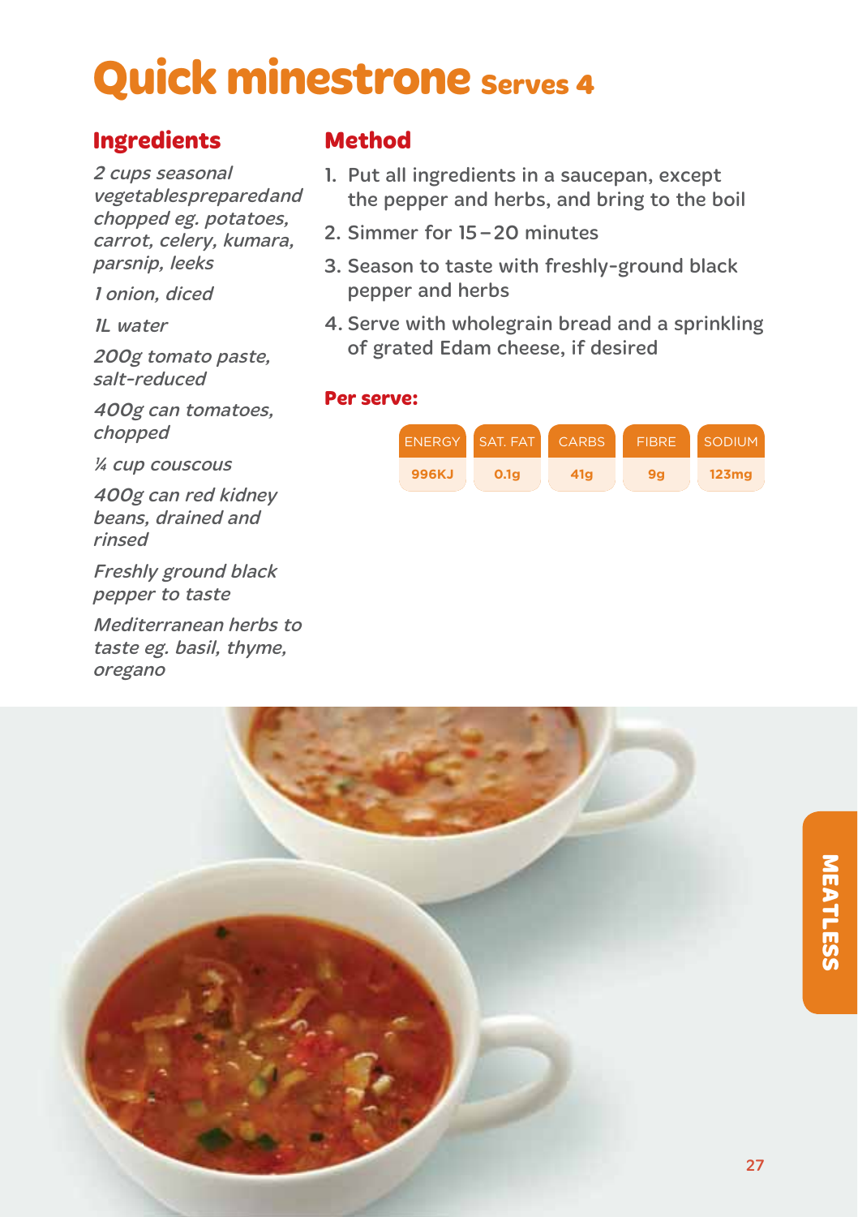# Quick minestrone Serves 4

## Ingredients

*2 cups seasonal vegetablespreparedand chopped eg. potatoes, carrot, celery, kumara, parsnip, leeks*

*1 onion, diced*

*1L water*

*200g tomato paste, salt-reduced*

*400g can tomatoes, chopped*

*¼ cup couscous*

*400g can red kidney beans, drained and rinsed*

*Freshly ground black pepper to taste*

*Mediterranean herbs to taste eg. basil, thyme, oregano*

## Method

1. Put all ingredients in a saucepan, except the pepper and herbs, and bring to the boil
2. Simmer for 15 – 20 minutes
3. Season to taste with freshly-ground black pepper and herbs
4. Serve with wholegrain bread and a sprinkling of grated Edam cheese, if desired

**Per serve:**

| ENERGY | SAT. FAT | CARBS | FIBRE | SODIUM |
|---|---|---|---|---|
| 996KJ | 0.1g | 41g | 9g | 123mg |

MEATLESS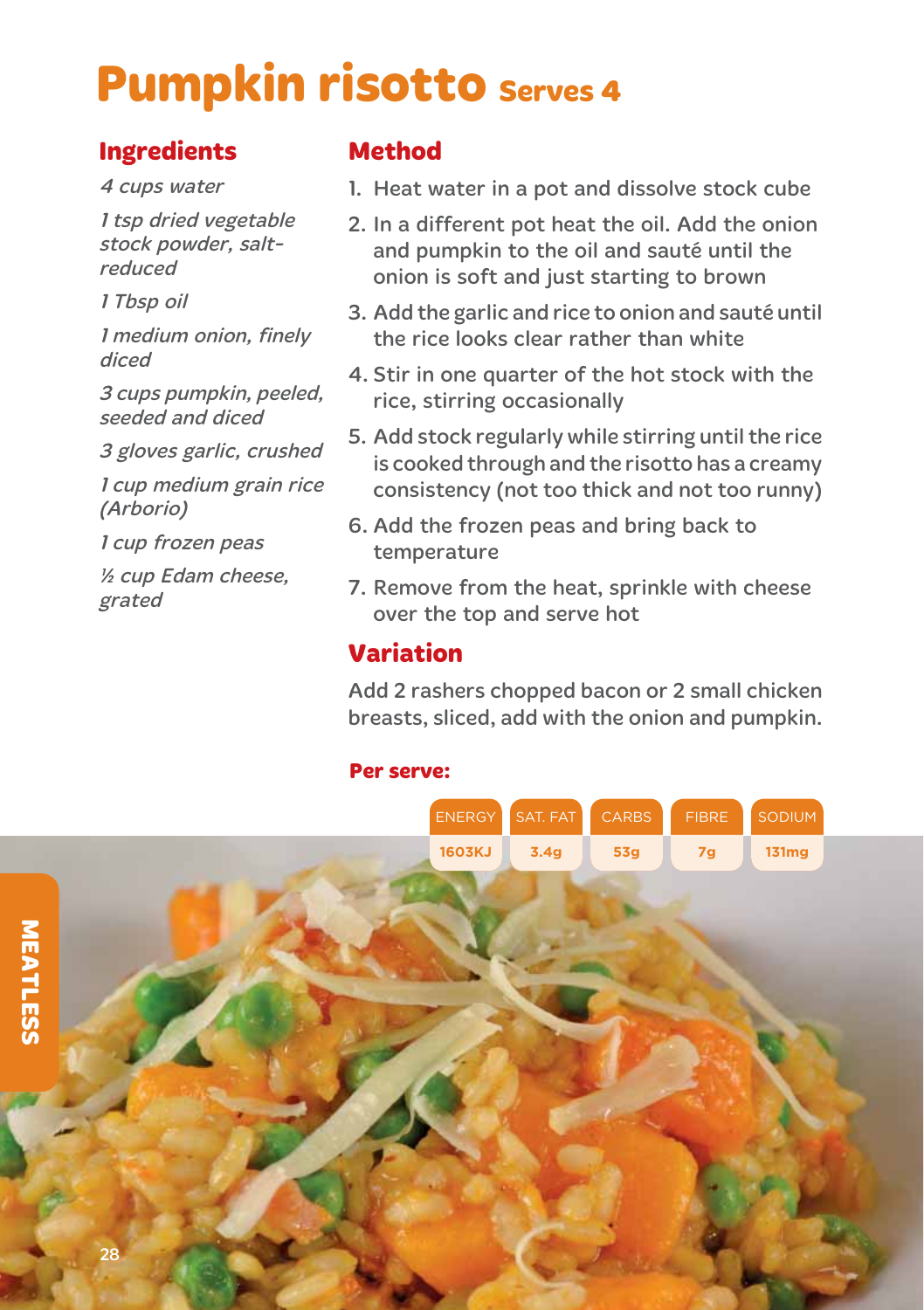# Pumpkin risotto Serves 4

## Ingredients

*4 cups water*

*1 tsp dried vegetable stock powder, salt-reduced*

*1 Tbsp oil*

*1 medium onion, finely diced*

*3 cups pumpkin, peeled, seeded and diced*

*3 gloves garlic, crushed*

*1 cup medium grain rice (Arborio)*

*1 cup frozen peas*

*½ cup Edam cheese, grated*

## Method

1. Heat water in a pot and dissolve stock cube
2. In a different pot heat the oil. Add the onion and pumpkin to the oil and sauté until the onion is soft and just starting to brown
3. Add the garlic and rice to onion and sauté until the rice looks clear rather than white
4. Stir in one quarter of the hot stock with the rice, stirring occasionally
5. Add stock regularly while stirring until the rice is cooked through and the risotto has a creamy consistency (not too thick and not too runny)
6. Add the frozen peas and bring back to temperature
7. Remove from the heat, sprinkle with cheese over the top and serve hot

## Variation

Add 2 rashers chopped bacon or 2 small chicken breasts, sliced, add with the onion and pumpkin.

**Per serve:**

| ENERGY | SAT. FAT | CARBS | FIBRE | SODIUM |
|---|---|---|---|---|
| 1603KJ | 3.4g | 53g | 7g | 131mg |

MEATLESS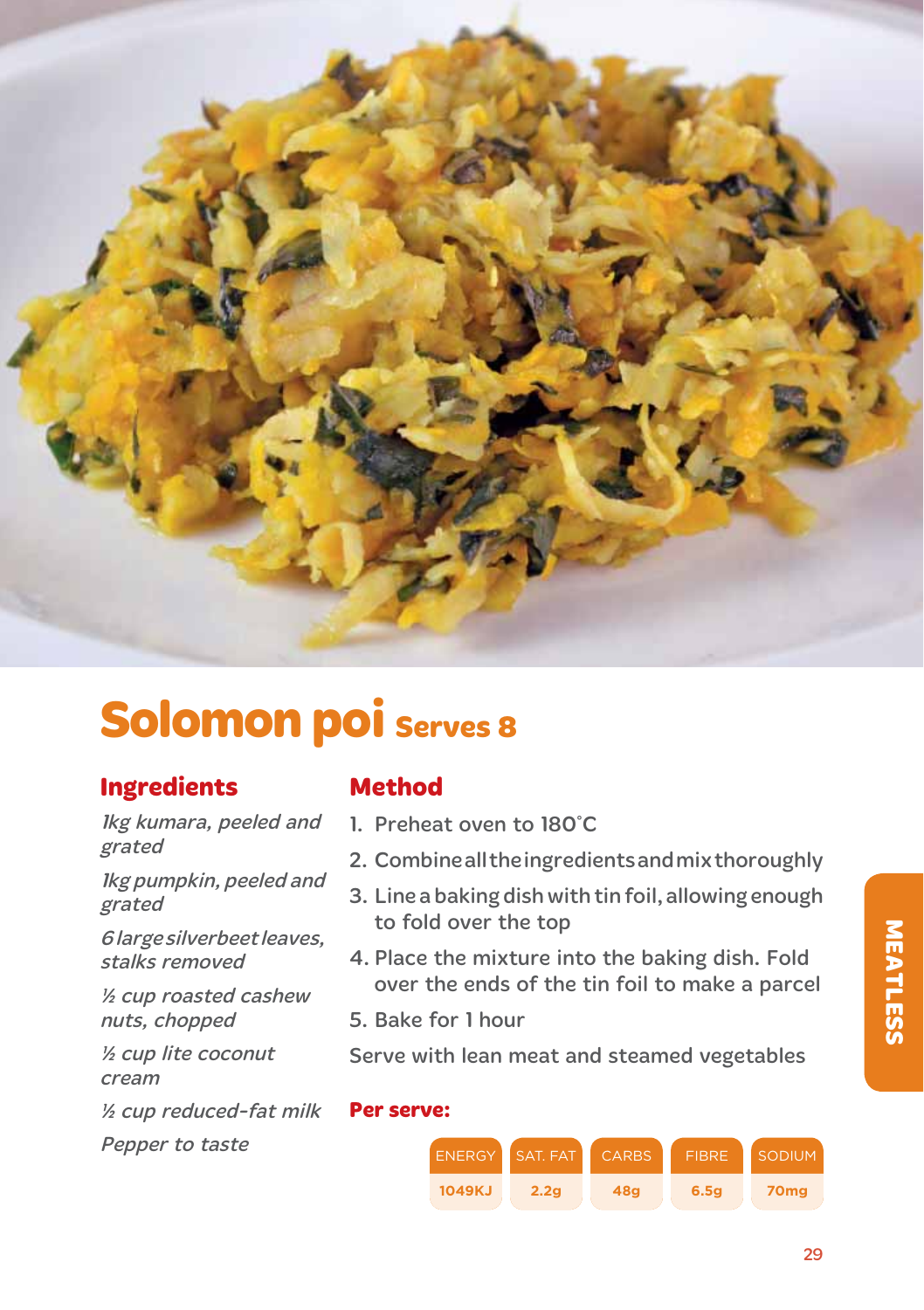# Solomon poi Serves 8

## Ingredients

*1kg kumara, peeled and grated*

*1kg pumpkin, peeled and grated*

*6 large silverbeet leaves, stalks removed*

*½ cup roasted cashew nuts, chopped*

*½ cup lite coconut cream*

*½ cup reduced-fat milk*

*Pepper to taste*

## Method

1. Preheat oven to 180˚C
2. Combine all the ingredients and mix thoroughly
3. Line a baking dish with tin foil, allowing enough to fold over the top
4. Place the mixture into the baking dish. Fold over the ends of the tin foil to make a parcel
5. Bake for 1 hour

Serve with lean meat and steamed vegetables

**Per serve:**

| ENERGY | SAT. FAT | CARBS | FIBRE | SODIUM |
|---|---|---|---|---|
| 1049KJ | 2.2g | 48g | 6.5g | 70mg |

MEATLESS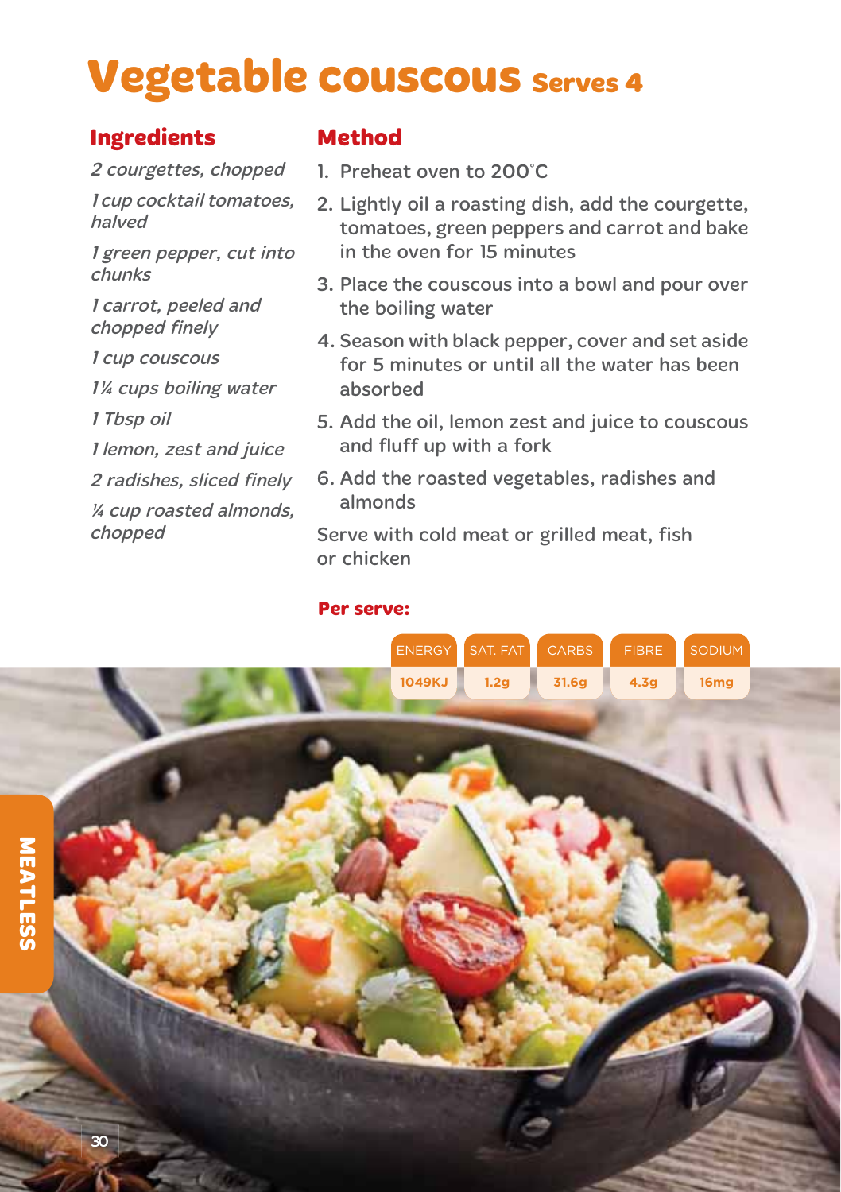# Vegetable couscous Serves 4

## Ingredients

*2 courgettes, chopped*

*1 cup cocktail tomatoes, halved*

*1 green pepper, cut into chunks*

*1 carrot, peeled and chopped finely*

*1 cup couscous*

*1¼ cups boiling water*

*1 Tbsp oil*

*1 lemon, zest and juice*

*2 radishes, sliced finely*

*¼ cup roasted almonds, chopped*

## Method

1. Preheat oven to 200˚C
2. Lightly oil a roasting dish, add the courgette, tomatoes, green peppers and carrot and bake in the oven for 15 minutes
3. Place the couscous into a bowl and pour over the boiling water
4. Season with black pepper, cover and set aside for 5 minutes or until all the water has been absorbed
5. Add the oil, lemon zest and juice to couscous and fluff up with a fork
6. Add the roasted vegetables, radishes and almonds

Serve with cold meat or grilled meat, fish or chicken

**Per serve:**

| ENERGY | SAT. FAT | CARBS | FIBRE | SODIUM |
|---|---|---|---|---|
| 1049KJ | 1.2g | 31.6g | 4.3g | 16mg |

MEATLESS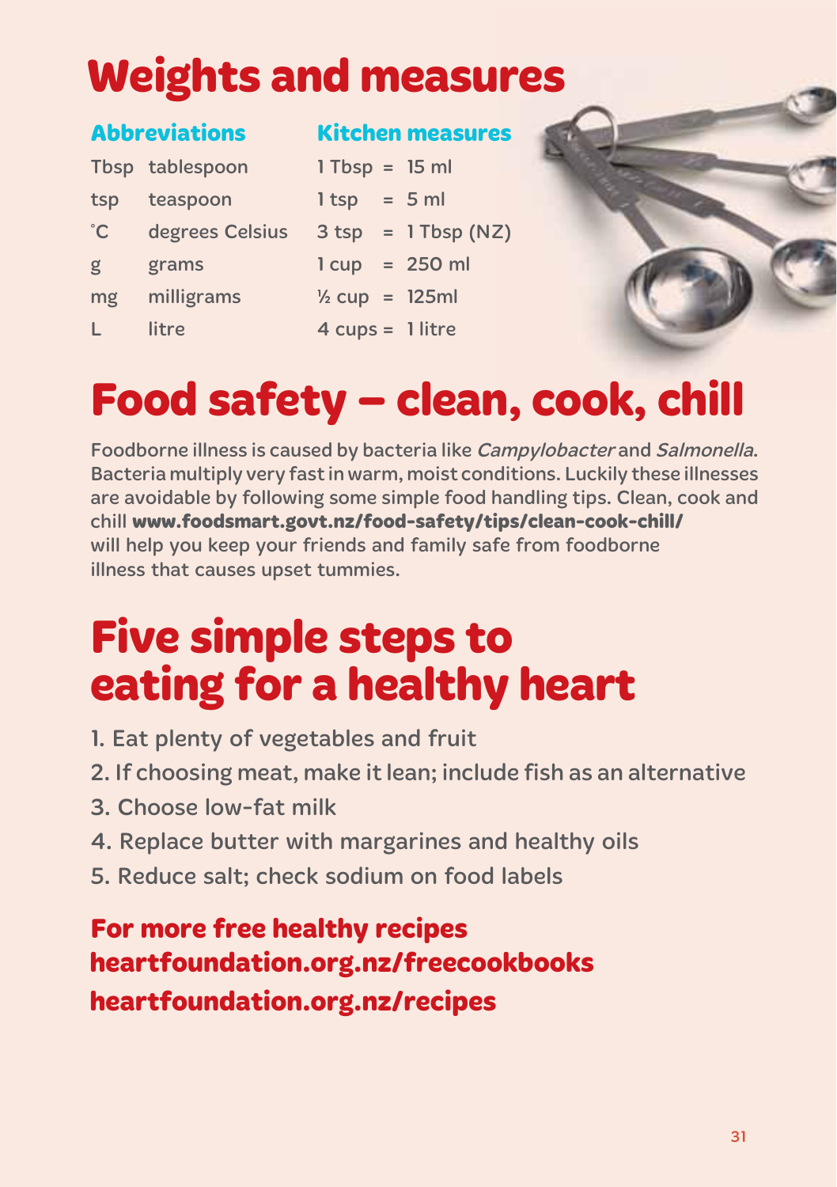# Weights and measures

### Abbreviations

| | |
|---|---|
| Tbsp | tablespoon |
| tsp | teaspoon |
| ˚C | degrees Celsius |
| g | grams |
| mg | milligrams |
| L | litre |

### Kitchen measures

| | | |
|---|---|---|
| 1 Tbsp | = | 15 ml |
| 1 tsp | = | 5 ml |
| 3 tsp | = | 1 Tbsp (NZ) |
| 1 cup | = | 250 ml |
| ½ cup | = | 125ml |
| 4 cups | = | 1 litre |

# Food safety – clean, cook, chill

Foodborne illness is caused by bacteria like *Campylobacter* and *Salmonella*. Bacteria multiply very fast in warm, moist conditions. Luckily these illnesses are avoidable by following some simple food handling tips. Clean, cook and chill **www.foodsmart.govt.nz/food-safety/tips/clean-cook-chill/** will help you keep your friends and family safe from foodborne illness that causes upset tummies.

# Five simple steps to eating for a healthy heart

1. Eat plenty of vegetables and fruit
2. If choosing meat, make it lean; include fish as an alternative
3. Choose low-fat milk
4. Replace butter with margarines and healthy oils
5. Reduce salt; check sodium on food labels

**For more free healthy recipes**
**heartfoundation.org.nz/freecookbooks**
**heartfoundation.org.nz/recipes**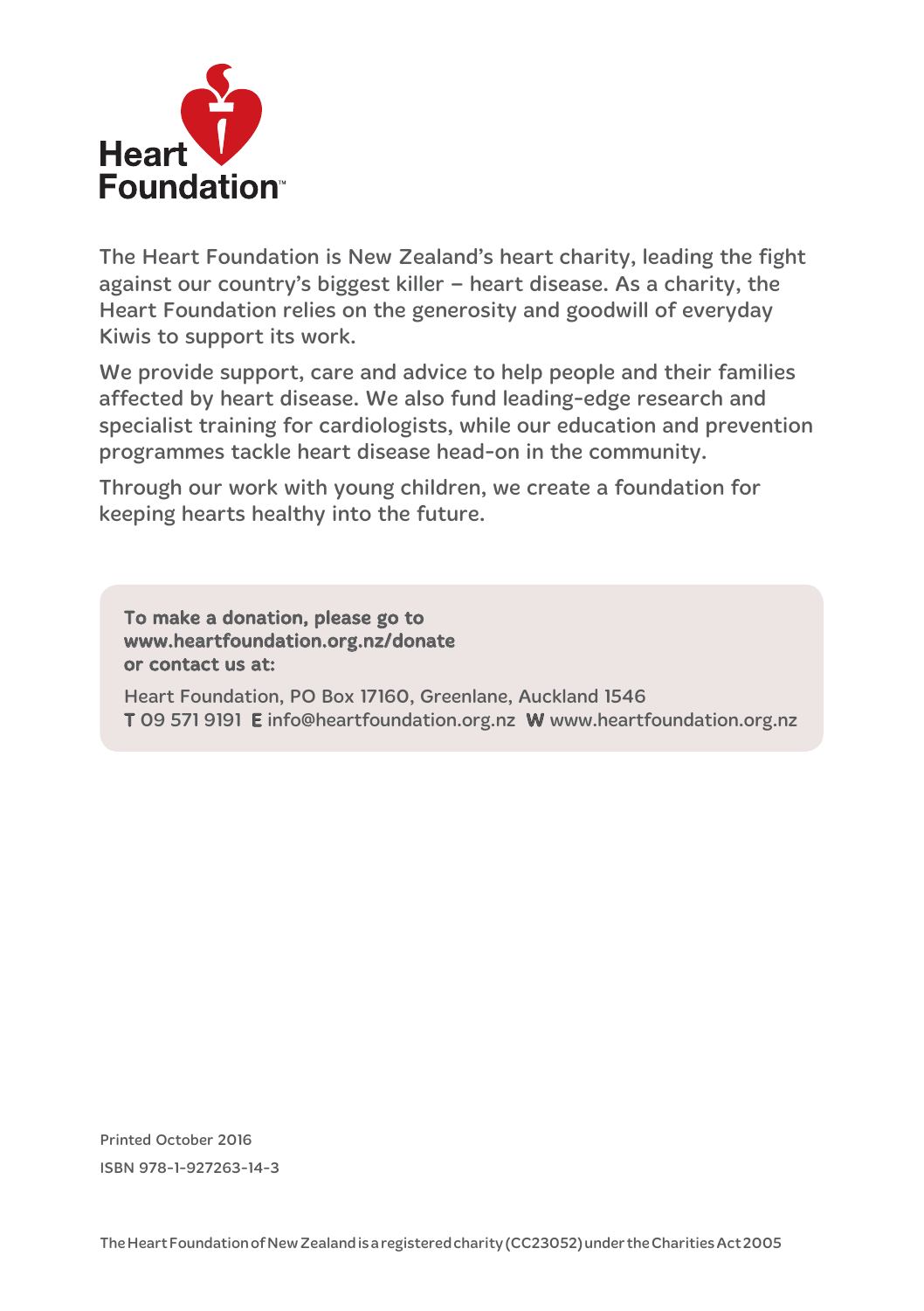Heart Foundation™

The Heart Foundation is New Zealand's heart charity, leading the fight against our country's biggest killer – heart disease. As a charity, the Heart Foundation relies on the generosity and goodwill of everyday Kiwis to support its work.

We provide support, care and advice to help people and their families affected by heart disease. We also fund leading-edge research and specialist training for cardiologists, while our education and prevention programmes tackle heart disease head-on in the community.

Through our work with young children, we create a foundation for keeping hearts healthy into the future.

**To make a donation, please go to www.heartfoundation.org.nz/donate or contact us at:**

Heart Foundation, PO Box 17160, Greenlane, Auckland 1546
**T** 09 571 9191 **E** info@heartfoundation.org.nz **W** www.heartfoundation.org.nz

Printed October 2016

ISBN 978-1-927263-14-3

The Heart Foundation of New Zealand is a registered charity (CC23052) under the Charities Act 2005